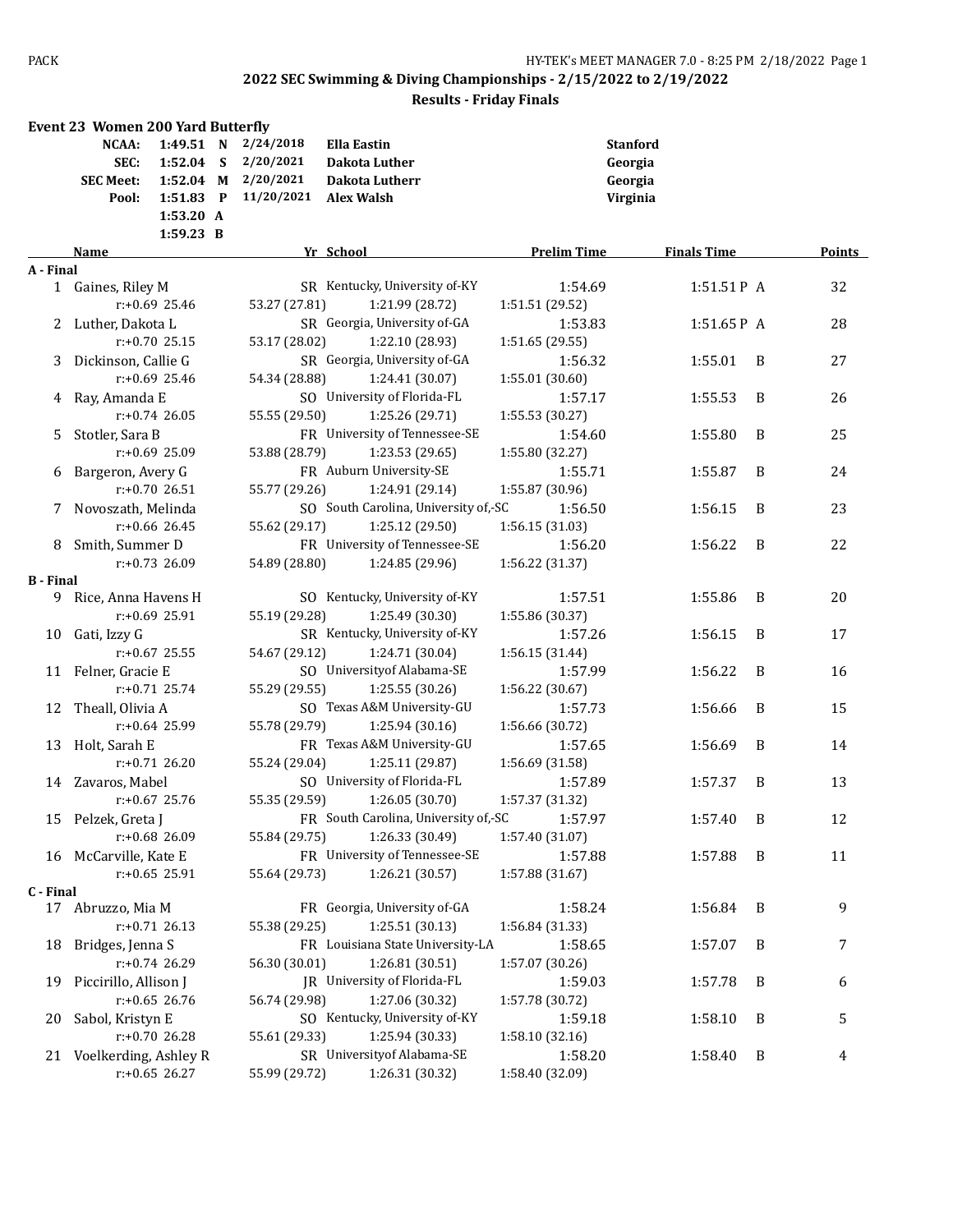## 2022 SEC Swimming & Diving Championships - 2/15/2022 to 2/19/2022

### Results - Friday Finals

**Event 23 Women 200 Yard Butterfly**

| | | | | | |
|---|---|---|---|---|---|
| NCAA: | 1:49.51 | N | 2/24/2018 | Ella Eastin | Stanford |
| SEC: | 1:52.04 | S | 2/20/2021 | Dakota Luther | Georgia |
| SEC Meet: | 1:52.04 | M | 2/20/2021 | Dakota Lutherr | Georgia |
| Pool: | 1:51.83 | P | 11/20/2021 | Alex Walsh | Virginia |
| | 1:53.20 | A | | | |
| | 1:59.23 | B | | | |

| Place | Name | Yr | School | Prelim Time | Finals Time | | Points |
|---|---|---|---|---|---|---|---|
| **A - Final** | | | | | | | |
| 1 | Gaines, Riley M | SR | Kentucky, University of-KY | 1:54.69 | 1:51.51 P | A | 32 |
| | r:+0.69 25.46 | 53.27 (27.81) | 1:21.99 (28.72) | 1:51.51 (29.52) | | | |
| 2 | Luther, Dakota L | SR | Georgia, University of-GA | 1:53.83 | 1:51.65 P | A | 28 |
| | r:+0.70 25.15 | 53.17 (28.02) | 1:22.10 (28.93) | 1:51.65 (29.55) | | | |
| 3 | Dickinson, Callie G | SR | Georgia, University of-GA | 1:56.32 | 1:55.01 | B | 27 |
| | r:+0.69 25.46 | 54.34 (28.88) | 1:24.41 (30.07) | 1:55.01 (30.60) | | | |
| 4 | Ray, Amanda E | SO | University of Florida-FL | 1:57.17 | 1:55.53 | B | 26 |
| | r:+0.74 26.05 | 55.55 (29.50) | 1:25.26 (29.71) | 1:55.53 (30.27) | | | |
| 5 | Stotler, Sara B | FR | University of Tennessee-SE | 1:54.60 | 1:55.80 | B | 25 |
| | r:+0.69 25.09 | 53.88 (28.79) | 1:23.53 (29.65) | 1:55.80 (32.27) | | | |
| 6 | Bargeron, Avery G | FR | Auburn University-SE | 1:55.71 | 1:55.87 | B | 24 |
| | r:+0.70 26.51 | 55.77 (29.26) | 1:24.91 (29.14) | 1:55.87 (30.96) | | | |
| 7 | Novoszath, Melinda | SO | South Carolina, University of,-SC | 1:56.50 | 1:56.15 | B | 23 |
| | r:+0.66 26.45 | 55.62 (29.17) | 1:25.12 (29.50) | 1:56.15 (31.03) | | | |
| 8 | Smith, Summer D | FR | University of Tennessee-SE | 1:56.20 | 1:56.22 | B | 22 |
| | r:+0.73 26.09 | 54.89 (28.80) | 1:24.85 (29.96) | 1:56.22 (31.37) | | | |
| **B - Final** | | | | | | | |
| 9 | Rice, Anna Havens H | SO | Kentucky, University of-KY | 1:57.51 | 1:55.86 | B | 20 |
| | r:+0.69 25.91 | 55.19 (29.28) | 1:25.49 (30.30) | 1:55.86 (30.37) | | | |
| 10 | Gati, Izzy G | SR | Kentucky, University of-KY | 1:57.26 | 1:56.15 | B | 17 |
| | r:+0.67 25.55 | 54.67 (29.12) | 1:24.71 (30.04) | 1:56.15 (31.44) | | | |
| 11 | Felner, Gracie E | SO | Universityof Alabama-SE | 1:57.99 | 1:56.22 | B | 16 |
| | r:+0.71 25.74 | 55.29 (29.55) | 1:25.55 (30.26) | 1:56.22 (30.67) | | | |
| 12 | Theall, Olivia A | SO | Texas A&M University-GU | 1:57.73 | 1:56.66 | B | 15 |
| | r:+0.64 25.99 | 55.78 (29.79) | 1:25.94 (30.16) | 1:56.66 (30.72) | | | |
| 13 | Holt, Sarah E | FR | Texas A&M University-GU | 1:57.65 | 1:56.69 | B | 14 |
| | r:+0.71 26.20 | 55.24 (29.04) | 1:25.11 (29.87) | 1:56.69 (31.58) | | | |
| 14 | Zavaros, Mabel | SO | University of Florida-FL | 1:57.89 | 1:57.37 | B | 13 |
| | r:+0.67 25.76 | 55.35 (29.59) | 1:26.05 (30.70) | 1:57.37 (31.32) | | | |
| 15 | Pelzek, Greta J | FR | South Carolina, University of,-SC | 1:57.97 | 1:57.40 | B | 12 |
| | r:+0.68 26.09 | 55.84 (29.75) | 1:26.33 (30.49) | 1:57.40 (31.07) | | | |
| 16 | McCarville, Kate E | FR | University of Tennessee-SE | 1:57.88 | 1:57.88 | B | 11 |
| | r:+0.65 25.91 | 55.64 (29.73) | 1:26.21 (30.57) | 1:57.88 (31.67) | | | |
| **C - Final** | | | | | | | |
| 17 | Abruzzo, Mia M | FR | Georgia, University of-GA | 1:58.24 | 1:56.84 | B | 9 |
| | r:+0.71 26.13 | 55.38 (29.25) | 1:25.51 (30.13) | 1:56.84 (31.33) | | | |
| 18 | Bridges, Jenna S | FR | Louisiana State University-LA | 1:58.65 | 1:57.07 | B | 7 |
| | r:+0.74 26.29 | 56.30 (30.01) | 1:26.81 (30.51) | 1:57.07 (30.26) | | | |
| 19 | Piccirillo, Allison J | JR | University of Florida-FL | 1:59.03 | 1:57.78 | B | 6 |
| | r:+0.65 26.76 | 56.74 (29.98) | 1:27.06 (30.32) | 1:57.78 (30.72) | | | |
| 20 | Sabol, Kristyn E | SO | Kentucky, University of-KY | 1:59.18 | 1:58.10 | B | 5 |
| | r:+0.70 26.28 | 55.61 (29.33) | 1:25.94 (30.33) | 1:58.10 (32.16) | | | |
| 21 | Voelkerding, Ashley R | SR | Universityof Alabama-SE | 1:58.20 | 1:58.40 | B | 4 |
| | r:+0.65 26.27 | 55.99 (29.72) | 1:26.31 (30.32) | 1:58.40 (32.09) | | | |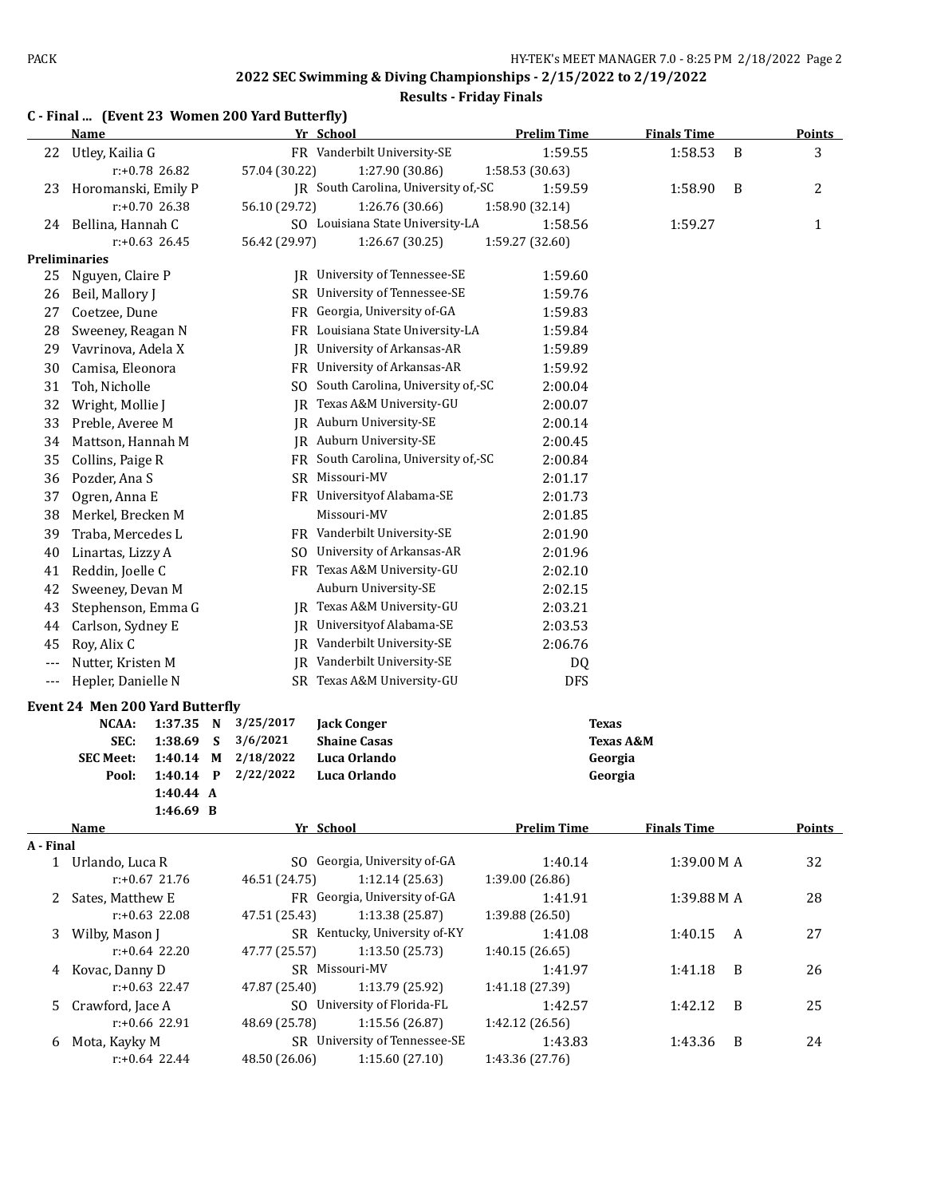## 2022 SEC Swimming & Diving Championships - 2/15/2022 to 2/19/2022

### Results - Friday Finals

**C - Final ... (Event 23 Women 200 Yard Butterfly)**

| | Name | Yr | School | Prelim Time | Finals Time | | Points |
|---|---|---|---|---|---|---|---|
| 22 | Utley, Kailia G | FR | Vanderbilt University-SE | 1:59.55 | 1:58.53 | B | 3 |
| | r:+0.78 26.82 | 57.04 (30.22) | 1:27.90 (30.86) | 1:58.53 (30.63) | | | |
| 23 | Horomanski, Emily P | JR | South Carolina, University of,-SC | 1:59.59 | 1:58.90 | B | 2 |
| | r:+0.70 26.38 | 56.10 (29.72) | 1:26.76 (30.66) | 1:58.90 (32.14) | | | |
| 24 | Bellina, Hannah C | SO | Louisiana State University-LA | 1:58.56 | 1:59.27 | | 1 |
| | r:+0.63 26.45 | 56.42 (29.97) | 1:26.67 (30.25) | 1:59.27 (32.60) | | | |

**Preliminaries**

| | Name | Yr | School | Prelim Time |
|---|---|---|---|---|
| 25 | Nguyen, Claire P | JR | University of Tennessee-SE | 1:59.60 |
| 26 | Beil, Mallory J | SR | University of Tennessee-SE | 1:59.76 |
| 27 | Coetzee, Dune | FR | Georgia, University of-GA | 1:59.83 |
| 28 | Sweeney, Reagan N | FR | Louisiana State University-LA | 1:59.84 |
| 29 | Vavrinova, Adela X | JR | University of Arkansas-AR | 1:59.89 |
| 30 | Camisa, Eleonora | FR | University of Arkansas-AR | 1:59.92 |
| 31 | Toh, Nicholle | SO | South Carolina, University of,-SC | 2:00.04 |
| 32 | Wright, Mollie J | JR | Texas A&M University-GU | 2:00.07 |
| 33 | Preble, Averee M | JR | Auburn University-SE | 2:00.14 |
| 34 | Mattson, Hannah M | JR | Auburn University-SE | 2:00.45 |
| 35 | Collins, Paige R | FR | South Carolina, University of,-SC | 2:00.84 |
| 36 | Pozder, Ana S | SR | Missouri-MV | 2:01.17 |
| 37 | Ogren, Anna E | FR | Universityof Alabama-SE | 2:01.73 |
| 38 | Merkel, Brecken M | | Missouri-MV | 2:01.85 |
| 39 | Traba, Mercedes L | FR | Vanderbilt University-SE | 2:01.90 |
| 40 | Linartas, Lizzy A | SO | University of Arkansas-AR | 2:01.96 |
| 41 | Reddin, Joelle C | FR | Texas A&M University-GU | 2:02.10 |
| 42 | Sweeney, Devan M | | Auburn University-SE | 2:02.15 |
| 43 | Stephenson, Emma G | JR | Texas A&M University-GU | 2:03.21 |
| 44 | Carlson, Sydney E | JR | Universityof Alabama-SE | 2:03.53 |
| 45 | Roy, Alix C | JR | Vanderbilt University-SE | 2:06.76 |
| --- | Nutter, Kristen M | JR | Vanderbilt University-SE | DQ |
| --- | Hepler, Danielle N | SR | Texas A&M University-GU | DFS |

**Event 24 Men 200 Yard Butterfly**

| | | | | | |
|---|---|---|---|---|---|
| NCAA: | 1:37.35 | N | 3/25/2017 | Jack Conger | Texas |
| SEC: | 1:38.69 | S | 3/6/2021 | Shaine Casas | Texas A&M |
| SEC Meet: | 1:40.14 | M | 2/18/2022 | Luca Orlando | Georgia |
| Pool: | 1:40.14 | P | 2/22/2022 | Luca Orlando | Georgia |
| | 1:40.44 | A | | | |
| | 1:46.69 | B | | | |

**A - Final**

| | Name | Yr | School | Prelim Time | Finals Time | | Points |
|---|---|---|---|---|---|---|---|
| 1 | Urlando, Luca R | SO | Georgia, University of-GA | 1:40.14 | 1:39.00 M | A | 32 |
| | r:+0.67 21.76 | 46.51 (24.75) | 1:12.14 (25.63) | 1:39.00 (26.86) | | | |
| 2 | Sates, Matthew E | FR | Georgia, University of-GA | 1:41.91 | 1:39.88 M | A | 28 |
| | r:+0.63 22.08 | 47.51 (25.43) | 1:13.38 (25.87) | 1:39.88 (26.50) | | | |
| 3 | Wilby, Mason J | SR | Kentucky, University of-KY | 1:41.08 | 1:40.15 | A | 27 |
| | r:+0.64 22.20 | 47.77 (25.57) | 1:13.50 (25.73) | 1:40.15 (26.65) | | | |
| 4 | Kovac, Danny D | SR | Missouri-MV | 1:41.97 | 1:41.18 | B | 26 |
| | r:+0.63 22.47 | 47.87 (25.40) | 1:13.79 (25.92) | 1:41.18 (27.39) | | | |
| 5 | Crawford, Jace A | SO | University of Florida-FL | 1:42.57 | 1:42.12 | B | 25 |
| | r:+0.66 22.91 | 48.69 (25.78) | 1:15.56 (26.87) | 1:42.12 (26.56) | | | |
| 6 | Mota, Kayky M | SR | University of Tennessee-SE | 1:43.83 | 1:43.36 | B | 24 |
| | r:+0.64 22.44 | 48.50 (26.06) | 1:15.60 (27.10) | 1:43.36 (27.76) | | | |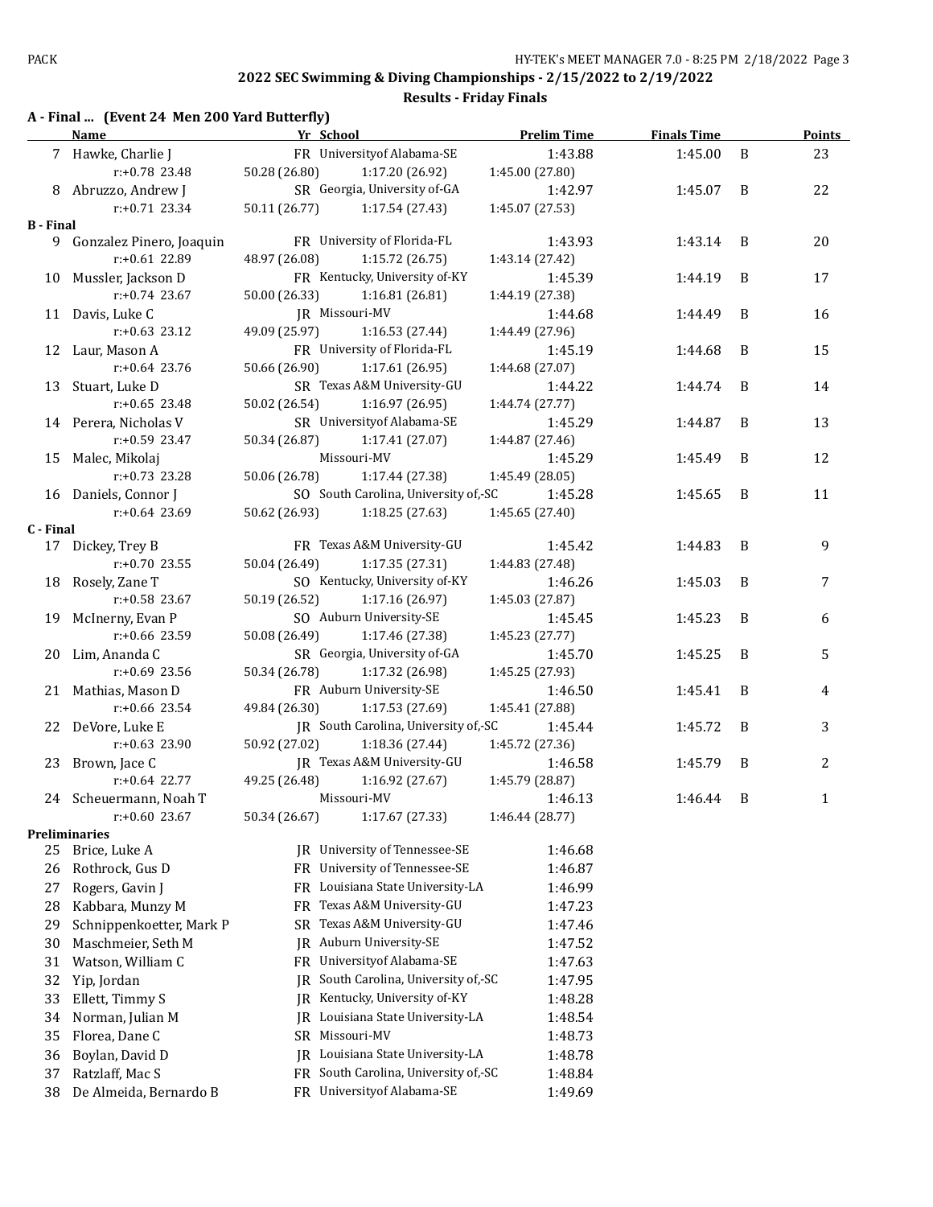## 2022 SEC Swimming & Diving Championships - 2/15/2022 to 2/19/2022

### Results - Friday Finals

### A - Final ... (Event 24 Men 200 Yard Butterfly)

| | Name | Yr | School | Prelim Time | Finals Time | | Points |
|---|---|---|---|---|---|---|---|
| 7 | Hawke, Charlie J | FR | Universityof Alabama-SE | 1:43.88 | 1:45.00 | B | 23 |
| | r:+0.78 23.48 | 50.28 (26.80) | 1:17.20 (26.92) | 1:45.00 (27.80) | | | |
| 8 | Abruzzo, Andrew J | SR | Georgia, University of-GA | 1:42.97 | 1:45.07 | B | 22 |
| | r:+0.71 23.34 | 50.11 (26.77) | 1:17.54 (27.43) | 1:45.07 (27.53) | | | |
| **B - Final** | | | | | | | |
| 9 | Gonzalez Pinero, Joaquin | FR | University of Florida-FL | 1:43.93 | 1:43.14 | B | 20 |
| | r:+0.61 22.89 | 48.97 (26.08) | 1:15.72 (26.75) | 1:43.14 (27.42) | | | |
| 10 | Mussler, Jackson D | FR | Kentucky, University of-KY | 1:45.39 | 1:44.19 | B | 17 |
| | r:+0.74 23.67 | 50.00 (26.33) | 1:16.81 (26.81) | 1:44.19 (27.38) | | | |
| 11 | Davis, Luke C | JR | Missouri-MV | 1:44.68 | 1:44.49 | B | 16 |
| | r:+0.63 23.12 | 49.09 (25.97) | 1:16.53 (27.44) | 1:44.49 (27.96) | | | |
| 12 | Laur, Mason A | FR | University of Florida-FL | 1:45.19 | 1:44.68 | B | 15 |
| | r:+0.64 23.76 | 50.66 (26.90) | 1:17.61 (26.95) | 1:44.68 (27.07) | | | |
| 13 | Stuart, Luke D | SR | Texas A&M University-GU | 1:44.22 | 1:44.74 | B | 14 |
| | r:+0.65 23.48 | 50.02 (26.54) | 1:16.97 (26.95) | 1:44.74 (27.77) | | | |
| 14 | Perera, Nicholas V | SR | Universityof Alabama-SE | 1:45.29 | 1:44.87 | B | 13 |
| | r:+0.59 23.47 | 50.34 (26.87) | 1:17.41 (27.07) | 1:44.87 (27.46) | | | |
| 15 | Malec, Mikolaj | | Missouri-MV | 1:45.29 | 1:45.49 | B | 12 |
| | r:+0.73 23.28 | 50.06 (26.78) | 1:17.44 (27.38) | 1:45.49 (28.05) | | | |
| 16 | Daniels, Connor J | SO | South Carolina, University of,-SC | 1:45.28 | 1:45.65 | B | 11 |
| | r:+0.64 23.69 | 50.62 (26.93) | 1:18.25 (27.63) | 1:45.65 (27.40) | | | |
| **C - Final** | | | | | | | |
| 17 | Dickey, Trey B | FR | Texas A&M University-GU | 1:45.42 | 1:44.83 | B | 9 |
| | r:+0.70 23.55 | 50.04 (26.49) | 1:17.35 (27.31) | 1:44.83 (27.48) | | | |
| 18 | Rosely, Zane T | SO | Kentucky, University of-KY | 1:46.26 | 1:45.03 | B | 7 |
| | r:+0.58 23.67 | 50.19 (26.52) | 1:17.16 (26.97) | 1:45.03 (27.87) | | | |
| 19 | McInerny, Evan P | SO | Auburn University-SE | 1:45.45 | 1:45.23 | B | 6 |
| | r:+0.66 23.59 | 50.08 (26.49) | 1:17.46 (27.38) | 1:45.23 (27.77) | | | |
| 20 | Lim, Ananda C | SR | Georgia, University of-GA | 1:45.70 | 1:45.25 | B | 5 |
| | r:+0.69 23.56 | 50.34 (26.78) | 1:17.32 (26.98) | 1:45.25 (27.93) | | | |
| 21 | Mathias, Mason D | FR | Auburn University-SE | 1:46.50 | 1:45.41 | B | 4 |
| | r:+0.66 23.54 | 49.84 (26.30) | 1:17.53 (27.69) | 1:45.41 (27.88) | | | |
| 22 | DeVore, Luke E | JR | South Carolina, University of,-SC | 1:45.44 | 1:45.72 | B | 3 |
| | r:+0.63 23.90 | 50.92 (27.02) | 1:18.36 (27.44) | 1:45.72 (27.36) | | | |
| 23 | Brown, Jace C | JR | Texas A&M University-GU | 1:46.58 | 1:45.79 | B | 2 |
| | r:+0.64 22.77 | 49.25 (26.48) | 1:16.92 (27.67) | 1:45.79 (28.87) | | | |
| 24 | Scheuermann, Noah T | | Missouri-MV | 1:46.13 | 1:46.44 | B | 1 |
| | r:+0.60 23.67 | 50.34 (26.67) | 1:17.67 (27.33) | 1:46.44 (28.77) | | | |
| **Preliminaries** | | | | | | | |
| 25 | Brice, Luke A | JR | University of Tennessee-SE | 1:46.68 | | | |
| 26 | Rothrock, Gus D | FR | University of Tennessee-SE | 1:46.87 | | | |
| 27 | Rogers, Gavin J | FR | Louisiana State University-LA | 1:46.99 | | | |
| 28 | Kabbara, Munzy M | FR | Texas A&M University-GU | 1:47.23 | | | |
| 29 | Schnippenkoetter, Mark P | SR | Texas A&M University-GU | 1:47.46 | | | |
| 30 | Maschmeier, Seth M | JR | Auburn University-SE | 1:47.52 | | | |
| 31 | Watson, William C | FR | Universityof Alabama-SE | 1:47.63 | | | |
| 32 | Yip, Jordan | JR | South Carolina, University of,-SC | 1:47.95 | | | |
| 33 | Ellett, Timmy S | JR | Kentucky, University of-KY | 1:48.28 | | | |
| 34 | Norman, Julian M | JR | Louisiana State University-LA | 1:48.54 | | | |
| 35 | Florea, Dane C | SR | Missouri-MV | 1:48.73 | | | |
| 36 | Boylan, David D | JR | Louisiana State University-LA | 1:48.78 | | | |
| 37 | Ratzlaff, Mac S | FR | South Carolina, University of,-SC | 1:48.84 | | | |
| 38 | De Almeida, Bernardo B | FR | Universityof Alabama-SE | 1:49.69 | | | |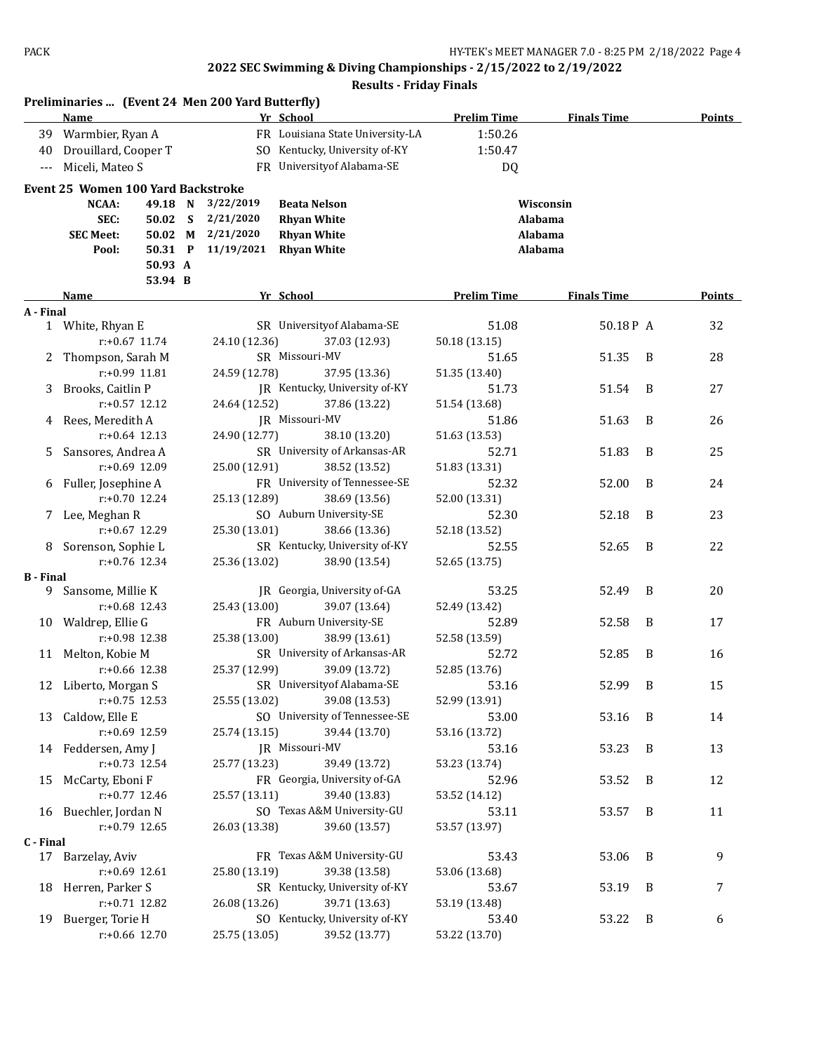## 2022 SEC Swimming & Diving Championships - 2/15/2022 to 2/19/2022

### Results - Friday Finals

**Preliminaries ... (Event 24 Men 200 Yard Butterfly)**

| | Name | Yr | School | Prelim Time | Finals Time | Points |
|---|---|---|---|---|---|---|
| 39 | Warmbier, Ryan A | FR | Louisiana State University-LA | 1:50.26 | | |
| 40 | Drouillard, Cooper T | SO | Kentucky, University of-KY | 1:50.47 | | |
| --- | Miceli, Mateo S | FR | Universityof Alabama-SE | DQ | | |

**Event 25 Women 100 Yard Backstroke**

| | | | | | |
|---|---|---|---|---|---|
| NCAA: | 49.18 | N | 3/22/2019 | Beata Nelson | Wisconsin |
| SEC: | 50.02 | S | 2/21/2020 | Rhyan White | Alabama |
| SEC Meet: | 50.02 | M | 2/21/2020 | Rhyan White | Alabama |
| Pool: | 50.31 | P | 11/19/2021 | Rhyan White | Alabama |
| | 50.93 | A | | | |
| | 53.94 | B | | | |

| | Name | Yr | School | Prelim Time | Finals Time | Points |
|---|---|---|---|---|---|---|
| **A - Final** | | | | | | |
| 1 | White, Rhyan E | SR | Universityof Alabama-SE | 51.08 | 50.18P A | 32 |
| | r:+0.67 11.74 | 24.10 (12.36) | 37.03 (12.93) | 50.18 (13.15) | | |
| 2 | Thompson, Sarah M | SR | Missouri-MV | 51.65 | 51.35 B | 28 |
| | r:+0.99 11.81 | 24.59 (12.78) | 37.95 (13.36) | 51.35 (13.40) | | |
| 3 | Brooks, Caitlin P | JR | Kentucky, University of-KY | 51.73 | 51.54 B | 27 |
| | r:+0.57 12.12 | 24.64 (12.52) | 37.86 (13.22) | 51.54 (13.68) | | |
| 4 | Rees, Meredith A | JR | Missouri-MV | 51.86 | 51.63 B | 26 |
| | r:+0.64 12.13 | 24.90 (12.77) | 38.10 (13.20) | 51.63 (13.53) | | |
| 5 | Sansores, Andrea A | SR | University of Arkansas-AR | 52.71 | 51.83 B | 25 |
| | r:+0.69 12.09 | 25.00 (12.91) | 38.52 (13.52) | 51.83 (13.31) | | |
| 6 | Fuller, Josephine A | FR | University of Tennessee-SE | 52.32 | 52.00 B | 24 |
| | r:+0.70 12.24 | 25.13 (12.89) | 38.69 (13.56) | 52.00 (13.31) | | |
| 7 | Lee, Meghan R | SO | Auburn University-SE | 52.30 | 52.18 B | 23 |
| | r:+0.67 12.29 | 25.30 (13.01) | 38.66 (13.36) | 52.18 (13.52) | | |
| 8 | Sorenson, Sophie L | SR | Kentucky, University of-KY | 52.55 | 52.65 B | 22 |
| | r:+0.76 12.34 | 25.36 (13.02) | 38.90 (13.54) | 52.65 (13.75) | | |
| **B - Final** | | | | | | |
| 9 | Sansome, Millie K | JR | Georgia, University of-GA | 53.25 | 52.49 B | 20 |
| | r:+0.68 12.43 | 25.43 (13.00) | 39.07 (13.64) | 52.49 (13.42) | | |
| 10 | Waldrep, Ellie G | FR | Auburn University-SE | 52.89 | 52.58 B | 17 |
| | r:+0.98 12.38 | 25.38 (13.00) | 38.99 (13.61) | 52.58 (13.59) | | |
| 11 | Melton, Kobie M | SR | University of Arkansas-AR | 52.72 | 52.85 B | 16 |
| | r:+0.66 12.38 | 25.37 (12.99) | 39.09 (13.72) | 52.85 (13.76) | | |
| 12 | Liberto, Morgan S | SR | Universityof Alabama-SE | 53.16 | 52.99 B | 15 |
| | r:+0.75 12.53 | 25.55 (13.02) | 39.08 (13.53) | 52.99 (13.91) | | |
| 13 | Caldow, Elle E | SO | University of Tennessee-SE | 53.00 | 53.16 B | 14 |
| | r:+0.69 12.59 | 25.74 (13.15) | 39.44 (13.70) | 53.16 (13.72) | | |
| 14 | Feddersen, Amy J | JR | Missouri-MV | 53.16 | 53.23 B | 13 |
| | r:+0.73 12.54 | 25.77 (13.23) | 39.49 (13.72) | 53.23 (13.74) | | |
| 15 | McCarty, Eboni F | FR | Georgia, University of-GA | 52.96 | 53.52 B | 12 |
| | r:+0.77 12.46 | 25.57 (13.11) | 39.40 (13.83) | 53.52 (14.12) | | |
| 16 | Buechler, Jordan N | SO | Texas A&M University-GU | 53.11 | 53.57 B | 11 |
| | r:+0.79 12.65 | 26.03 (13.38) | 39.60 (13.57) | 53.57 (13.97) | | |
| **C - Final** | | | | | | |
| 17 | Barzelay, Aviv | FR | Texas A&M University-GU | 53.43 | 53.06 B | 9 |
| | r:+0.69 12.61 | 25.80 (13.19) | 39.38 (13.58) | 53.06 (13.68) | | |
| 18 | Herren, Parker S | SR | Kentucky, University of-KY | 53.67 | 53.19 B | 7 |
| | r:+0.71 12.82 | 26.08 (13.26) | 39.71 (13.63) | 53.19 (13.48) | | |
| 19 | Buerger, Torie H | SO | Kentucky, University of-KY | 53.40 | 53.22 B | 6 |
| | r:+0.66 12.70 | 25.75 (13.05) | 39.52 (13.77) | 53.22 (13.70) | | |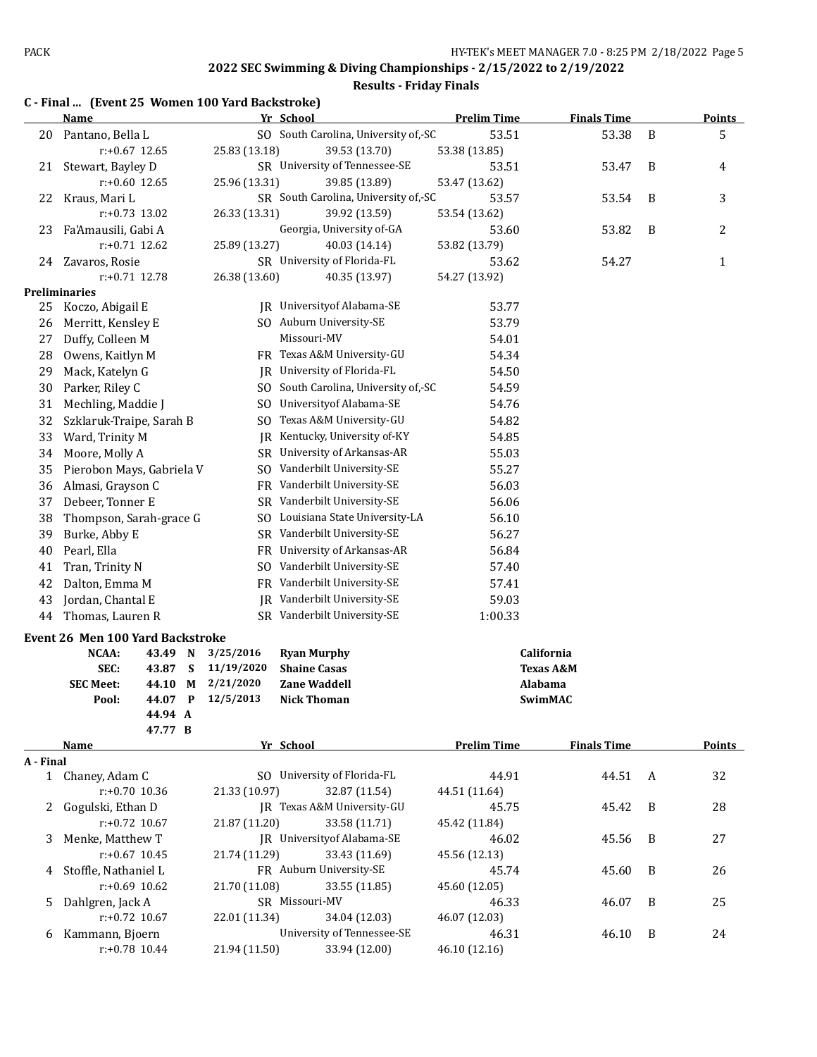## 2022 SEC Swimming & Diving Championships - 2/15/2022 to 2/19/2022

### Results - Friday Finals

### C - Final ... (Event 25 Women 100 Yard Backstroke)

| | Name | Yr | School | Prelim Time | Finals Time | | Points |
|---|---|---|---|---|---|---|---|
| 20 | Pantano, Bella L | SO | South Carolina, University of,-SC | 53.51 | 53.38 | B | 5 |
| | r:+0.67 12.65 | 25.83 (13.18) | 39.53 (13.70) | 53.38 (13.85) | | | |
| 21 | Stewart, Bayley D | SR | University of Tennessee-SE | 53.51 | 53.47 | B | 4 |
| | r:+0.60 12.65 | 25.96 (13.31) | 39.85 (13.89) | 53.47 (13.62) | | | |
| 22 | Kraus, Mari L | SR | South Carolina, University of,-SC | 53.57 | 53.54 | B | 3 |
| | r:+0.73 13.02 | 26.33 (13.31) | 39.92 (13.59) | 53.54 (13.62) | | | |
| 23 | Fa'Amausili, Gabi A | | Georgia, University of-GA | 53.60 | 53.82 | B | 2 |
| | r:+0.71 12.62 | 25.89 (13.27) | 40.03 (14.14) | 53.82 (13.79) | | | |
| 24 | Zavaros, Rosie | SR | University of Florida-FL | 53.62 | 54.27 | | 1 |
| | r:+0.71 12.78 | 26.38 (13.60) | 40.35 (13.97) | 54.27 (13.92) | | | |

**Preliminaries**

| | Name | Yr | School | Prelim Time |
|---|---|---|---|---|
| 25 | Koczo, Abigail E | JR | Universityof Alabama-SE | 53.77 |
| 26 | Merritt, Kensley E | SO | Auburn University-SE | 53.79 |
| 27 | Duffy, Colleen M | | Missouri-MV | 54.01 |
| 28 | Owens, Kaitlyn M | FR | Texas A&M University-GU | 54.34 |
| 29 | Mack, Katelyn G | JR | University of Florida-FL | 54.50 |
| 30 | Parker, Riley C | SO | South Carolina, University of,-SC | 54.59 |
| 31 | Mechling, Maddie J | SO | Universityof Alabama-SE | 54.76 |
| 32 | Szklaruk-Traipe, Sarah B | SO | Texas A&M University-GU | 54.82 |
| 33 | Ward, Trinity M | JR | Kentucky, University of-KY | 54.85 |
| 34 | Moore, Molly A | SR | University of Arkansas-AR | 55.03 |
| 35 | Pierobon Mays, Gabriela V | SO | Vanderbilt University-SE | 55.27 |
| 36 | Almasi, Grayson C | FR | Vanderbilt University-SE | 56.03 |
| 37 | Debeer, Tonner E | SR | Vanderbilt University-SE | 56.06 |
| 38 | Thompson, Sarah-grace G | SO | Louisiana State University-LA | 56.10 |
| 39 | Burke, Abby E | SR | Vanderbilt University-SE | 56.27 |
| 40 | Pearl, Ella | FR | University of Arkansas-AR | 56.84 |
| 41 | Tran, Trinity N | SO | Vanderbilt University-SE | 57.40 |
| 42 | Dalton, Emma M | FR | Vanderbilt University-SE | 57.41 |
| 43 | Jordan, Chantal E | JR | Vanderbilt University-SE | 59.03 |
| 44 | Thomas, Lauren R | SR | Vanderbilt University-SE | 1:00.33 |

### Event 26 Men 100 Yard Backstroke

| | | | | | |
|---|---|---|---|---|---|
| NCAA: | 43.49 | N | 3/25/2016 | Ryan Murphy | California |
| SEC: | 43.87 | S | 11/19/2020 | Shaine Casas | Texas A&M |
| SEC Meet: | 44.10 | M | 2/21/2020 | Zane Waddell | Alabama |
| Pool: | 44.07 | P | 12/5/2013 | Nick Thoman | SwimMAC |
| | 44.94 | A | | | |
| | 47.77 | B | | | |

**A - Final**

| | Name | Yr | School | Prelim Time | Finals Time | | Points |
|---|---|---|---|---|---|---|---|
| 1 | Chaney, Adam C | SO | University of Florida-FL | 44.91 | 44.51 | A | 32 |
| | r:+0.70 10.36 | 21.33 (10.97) | 32.87 (11.54) | 44.51 (11.64) | | | |
| 2 | Gogulski, Ethan D | JR | Texas A&M University-GU | 45.75 | 45.42 | B | 28 |
| | r:+0.72 10.67 | 21.87 (11.20) | 33.58 (11.71) | 45.42 (11.84) | | | |
| 3 | Menke, Matthew T | JR | Universityof Alabama-SE | 46.02 | 45.56 | B | 27 |
| | r:+0.67 10.45 | 21.74 (11.29) | 33.43 (11.69) | 45.56 (12.13) | | | |
| 4 | Stoffle, Nathaniel L | FR | Auburn University-SE | 45.74 | 45.60 | B | 26 |
| | r:+0.69 10.62 | 21.70 (11.08) | 33.55 (11.85) | 45.60 (12.05) | | | |
| 5 | Dahlgren, Jack A | SR | Missouri-MV | 46.33 | 46.07 | B | 25 |
| | r:+0.72 10.67 | 22.01 (11.34) | 34.04 (12.03) | 46.07 (12.03) | | | |
| 6 | Kammann, Bjoern | | University of Tennessee-SE | 46.31 | 46.10 | B | 24 |
| | r:+0.78 10.44 | 21.94 (11.50) | 33.94 (12.00) | 46.10 (12.16) | | | |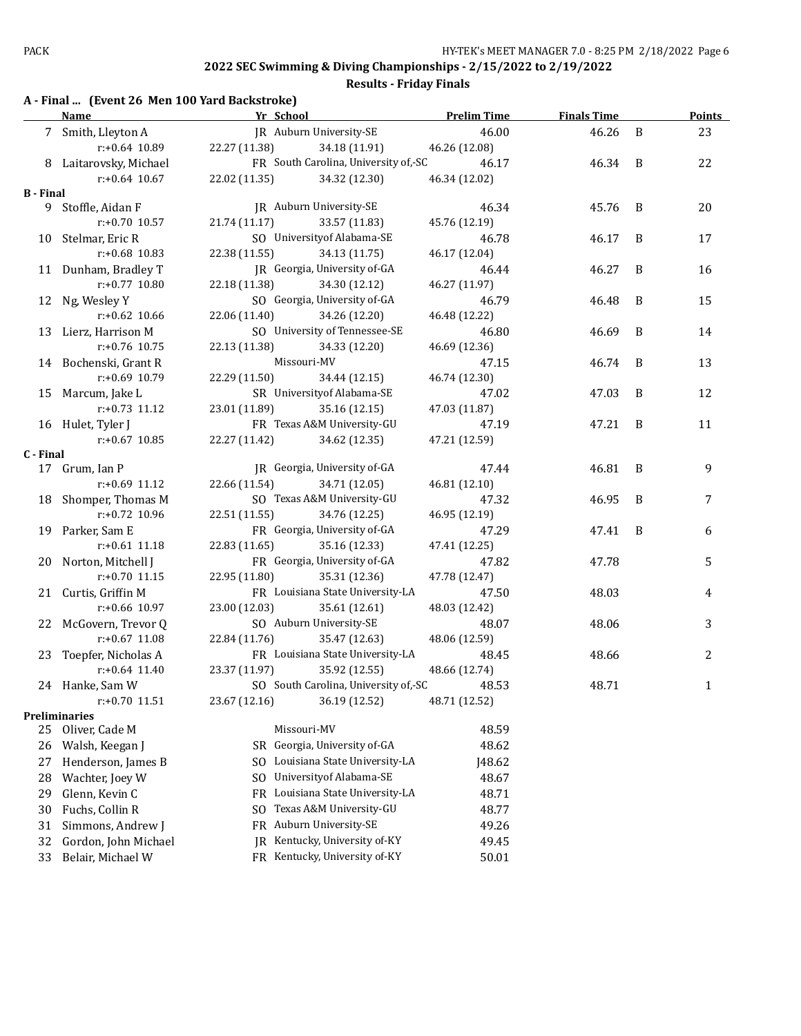## 2022 SEC Swimming & Diving Championships - 2/15/2022 to 2/19/2022

### Results - Friday Finals

**A - Final ... (Event 26 Men 100 Yard Backstroke)**

| | Name | Yr | School | Prelim Time | Finals Time | | Points |
|---|---|---|---|---|---|---|---|
| 7 | Smith, Lleyton A | JR | Auburn University-SE | 46.00 | 46.26 | B | 23 |
| | r:+0.64 10.89 | 22.27 (11.38) | 34.18 (11.91) | 46.26 (12.08) | | | |
| 8 | Laitarovsky, Michael | FR | South Carolina, University of,-SC | 46.17 | 46.34 | B | 22 |
| | r:+0.64 10.67 | 22.02 (11.35) | 34.32 (12.30) | 46.34 (12.02) | | | |
| **B - Final** | | | | | | | |
| 9 | Stoffle, Aidan F | JR | Auburn University-SE | 46.34 | 45.76 | B | 20 |
| | r:+0.70 10.57 | 21.74 (11.17) | 33.57 (11.83) | 45.76 (12.19) | | | |
| 10 | Stelmar, Eric R | SO | Universityof Alabama-SE | 46.78 | 46.17 | B | 17 |
| | r:+0.68 10.83 | 22.38 (11.55) | 34.13 (11.75) | 46.17 (12.04) | | | |
| 11 | Dunham, Bradley T | JR | Georgia, University of-GA | 46.44 | 46.27 | B | 16 |
| | r:+0.77 10.80 | 22.18 (11.38) | 34.30 (12.12) | 46.27 (11.97) | | | |
| 12 | Ng, Wesley Y | SO | Georgia, University of-GA | 46.79 | 46.48 | B | 15 |
| | r:+0.62 10.66 | 22.06 (11.40) | 34.26 (12.20) | 46.48 (12.22) | | | |
| 13 | Lierz, Harrison M | SO | University of Tennessee-SE | 46.80 | 46.69 | B | 14 |
| | r:+0.76 10.75 | 22.13 (11.38) | 34.33 (12.20) | 46.69 (12.36) | | | |
| 14 | Bochenski, Grant R | | Missouri-MV | 47.15 | 46.74 | B | 13 |
| | r:+0.69 10.79 | 22.29 (11.50) | 34.44 (12.15) | 46.74 (12.30) | | | |
| 15 | Marcum, Jake L | SR | Universityof Alabama-SE | 47.02 | 47.03 | B | 12 |
| | r:+0.73 11.12 | 23.01 (11.89) | 35.16 (12.15) | 47.03 (11.87) | | | |
| 16 | Hulet, Tyler J | FR | Texas A&M University-GU | 47.19 | 47.21 | B | 11 |
| | r:+0.67 10.85 | 22.27 (11.42) | 34.62 (12.35) | 47.21 (12.59) | | | |
| **C - Final** | | | | | | | |
| 17 | Grum, Ian P | JR | Georgia, University of-GA | 47.44 | 46.81 | B | 9 |
| | r:+0.69 11.12 | 22.66 (11.54) | 34.71 (12.05) | 46.81 (12.10) | | | |
| 18 | Shomper, Thomas M | SO | Texas A&M University-GU | 47.32 | 46.95 | B | 7 |
| | r:+0.72 10.96 | 22.51 (11.55) | 34.76 (12.25) | 46.95 (12.19) | | | |
| 19 | Parker, Sam E | FR | Georgia, University of-GA | 47.29 | 47.41 | B | 6 |
| | r:+0.61 11.18 | 22.83 (11.65) | 35.16 (12.33) | 47.41 (12.25) | | | |
| 20 | Norton, Mitchell J | FR | Georgia, University of-GA | 47.82 | 47.78 | | 5 |
| | r:+0.70 11.15 | 22.95 (11.80) | 35.31 (12.36) | 47.78 (12.47) | | | |
| 21 | Curtis, Griffin M | FR | Louisiana State University-LA | 47.50 | 48.03 | | 4 |
| | r:+0.66 10.97 | 23.00 (12.03) | 35.61 (12.61) | 48.03 (12.42) | | | |
| 22 | McGovern, Trevor Q | SO | Auburn University-SE | 48.07 | 48.06 | | 3 |
| | r:+0.67 11.08 | 22.84 (11.76) | 35.47 (12.63) | 48.06 (12.59) | | | |
| 23 | Toepfer, Nicholas A | FR | Louisiana State University-LA | 48.45 | 48.66 | | 2 |
| | r:+0.64 11.40 | 23.37 (11.97) | 35.92 (12.55) | 48.66 (12.74) | | | |
| 24 | Hanke, Sam W | SO | South Carolina, University of,-SC | 48.53 | 48.71 | | 1 |
| | r:+0.70 11.51 | 23.67 (12.16) | 36.19 (12.52) | 48.71 (12.52) | | | |
| **Preliminaries** | | | | | | | |
| 25 | Oliver, Cade M | | Missouri-MV | 48.59 | | | |
| 26 | Walsh, Keegan J | SR | Georgia, University of-GA | 48.62 | | | |
| 27 | Henderson, James B | SO | Louisiana State University-LA | J48.62 | | | |
| 28 | Wachter, Joey W | SO | Universityof Alabama-SE | 48.67 | | | |
| 29 | Glenn, Kevin C | FR | Louisiana State University-LA | 48.71 | | | |
| 30 | Fuchs, Collin R | SO | Texas A&M University-GU | 48.77 | | | |
| 31 | Simmons, Andrew J | FR | Auburn University-SE | 49.26 | | | |
| 32 | Gordon, John Michael | JR | Kentucky, University of-KY | 49.45 | | | |
| 33 | Belair, Michael W | FR | Kentucky, University of-KY | 50.01 | | | |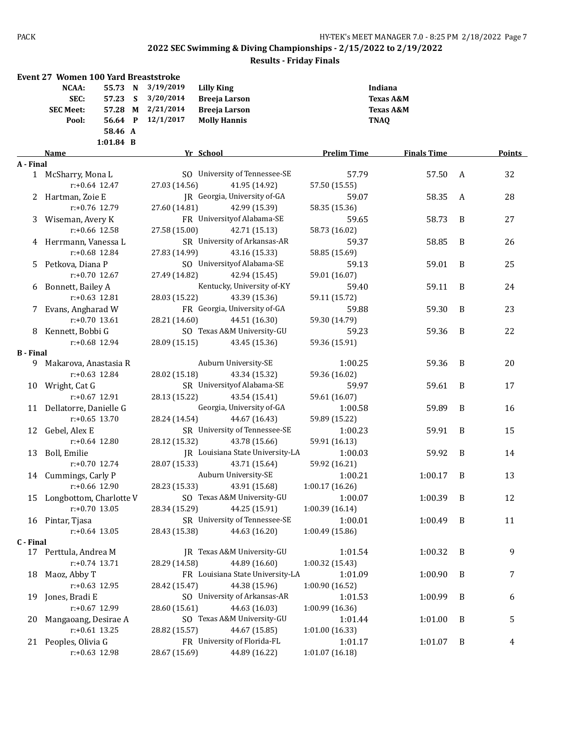## 2022 SEC Swimming & Diving Championships - 2/15/2022 to 2/19/2022

### Results - Friday Finals

**Event 27 Women 100 Yard Breaststroke**

| | | | | | |
|---|---|---|---|---|---|
| **NCAA:** | **55.73** | **N** | **3/19/2019** | **Lilly King** | **Indiana** |
| **SEC:** | **57.23** | **S** | **3/20/2014** | **Breeja Larson** | **Texas A&M** |
| **SEC Meet:** | **57.28** | **M** | **2/21/2014** | **Breeja Larson** | **Texas A&M** |
| **Pool:** | **56.64** | **P** | **12/1/2017** | **Molly Hannis** | **TNAQ** |
| | **58.46** | **A** | | | |
| | **1:01.84** | **B** | | | |

| | Name | Yr | School | Prelim Time | Finals Time | | Points |
|---|---|---|---|---|---|---|---|
| **A - Final** | | | | | | | |
| 1 | McSharry, Mona L | SO | University of Tennessee-SE | 57.79 | 57.50 | A | 32 |
| | r:+0.64 12.47 | 27.03 (14.56) | 41.95 (14.92) | 57.50 (15.55) | | | |
| 2 | Hartman, Zoie E | JR | Georgia, University of-GA | 59.07 | 58.35 | A | 28 |
| | r:+0.76 12.79 | 27.60 (14.81) | 42.99 (15.39) | 58.35 (15.36) | | | |
| 3 | Wiseman, Avery K | FR | Universityof Alabama-SE | 59.65 | 58.73 | B | 27 |
| | r:+0.66 12.58 | 27.58 (15.00) | 42.71 (15.13) | 58.73 (16.02) | | | |
| 4 | Herrmann, Vanessa L | SR | University of Arkansas-AR | 59.37 | 58.85 | B | 26 |
| | r:+0.68 12.84 | 27.83 (14.99) | 43.16 (15.33) | 58.85 (15.69) | | | |
| 5 | Petkova, Diana P | SO | Universityof Alabama-SE | 59.13 | 59.01 | B | 25 |
| | r:+0.70 12.67 | 27.49 (14.82) | 42.94 (15.45) | 59.01 (16.07) | | | |
| 6 | Bonnett, Bailey A | | Kentucky, University of-KY | 59.40 | 59.11 | B | 24 |
| | r:+0.63 12.81 | 28.03 (15.22) | 43.39 (15.36) | 59.11 (15.72) | | | |
| 7 | Evans, Angharad W | FR | Georgia, University of-GA | 59.88 | 59.30 | B | 23 |
| | r:+0.70 13.61 | 28.21 (14.60) | 44.51 (16.30) | 59.30 (14.79) | | | |
| 8 | Kennett, Bobbi G | SO | Texas A&M University-GU | 59.23 | 59.36 | B | 22 |
| | r:+0.68 12.94 | 28.09 (15.15) | 43.45 (15.36) | 59.36 (15.91) | | | |
| **B - Final** | | | | | | | |
| 9 | Makarova, Anastasia R | | Auburn University-SE | 1:00.25 | 59.36 | B | 20 |
| | r:+0.63 12.84 | 28.02 (15.18) | 43.34 (15.32) | 59.36 (16.02) | | | |
| 10 | Wright, Cat G | SR | Universityof Alabama-SE | 59.97 | 59.61 | B | 17 |
| | r:+0.67 12.91 | 28.13 (15.22) | 43.54 (15.41) | 59.61 (16.07) | | | |
| 11 | Dellatorre, Danielle G | | Georgia, University of-GA | 1:00.58 | 59.89 | B | 16 |
| | r:+0.65 13.70 | 28.24 (14.54) | 44.67 (16.43) | 59.89 (15.22) | | | |
| 12 | Gebel, Alex E | SR | University of Tennessee-SE | 1:00.23 | 59.91 | B | 15 |
| | r:+0.64 12.80 | 28.12 (15.32) | 43.78 (15.66) | 59.91 (16.13) | | | |
| 13 | Boll, Emilie | JR | Louisiana State University-LA | 1:00.03 | 59.92 | B | 14 |
| | r:+0.70 12.74 | 28.07 (15.33) | 43.71 (15.64) | 59.92 (16.21) | | | |
| 14 | Cummings, Carly P | | Auburn University-SE | 1:00.21 | 1:00.17 | B | 13 |
| | r:+0.66 12.90 | 28.23 (15.33) | 43.91 (15.68) | 1:00.17 (16.26) | | | |
| 15 | Longbottom, Charlotte V | SO | Texas A&M University-GU | 1:00.07 | 1:00.39 | B | 12 |
| | r:+0.70 13.05 | 28.34 (15.29) | 44.25 (15.91) | 1:00.39 (16.14) | | | |
| 16 | Pintar, Tjasa | SR | University of Tennessee-SE | 1:00.01 | 1:00.49 | B | 11 |
| | r:+0.64 13.05 | 28.43 (15.38) | 44.63 (16.20) | 1:00.49 (15.86) | | | |
| **C - Final** | | | | | | | |
| 17 | Perttula, Andrea M | JR | Texas A&M University-GU | 1:01.54 | 1:00.32 | B | 9 |
| | r:+0.74 13.71 | 28.29 (14.58) | 44.89 (16.60) | 1:00.32 (15.43) | | | |
| 18 | Maoz, Abby T | FR | Louisiana State University-LA | 1:01.09 | 1:00.90 | B | 7 |
| | r:+0.63 12.95 | 28.42 (15.47) | 44.38 (15.96) | 1:00.90 (16.52) | | | |
| 19 | Jones, Bradi E | SO | University of Arkansas-AR | 1:01.53 | 1:00.99 | B | 6 |
| | r:+0.67 12.99 | 28.60 (15.61) | 44.63 (16.03) | 1:00.99 (16.36) | | | |
| 20 | Mangaoang, Desirae A | SO | Texas A&M University-GU | 1:01.44 | 1:01.00 | B | 5 |
| | r:+0.61 13.25 | 28.82 (15.57) | 44.67 (15.85) | 1:01.00 (16.33) | | | |
| 21 | Peoples, Olivia G | FR | University of Florida-FL | 1:01.17 | 1:01.07 | B | 4 |
| | r:+0.63 12.98 | 28.67 (15.69) | 44.89 (16.22) | 1:01.07 (16.18) | | | |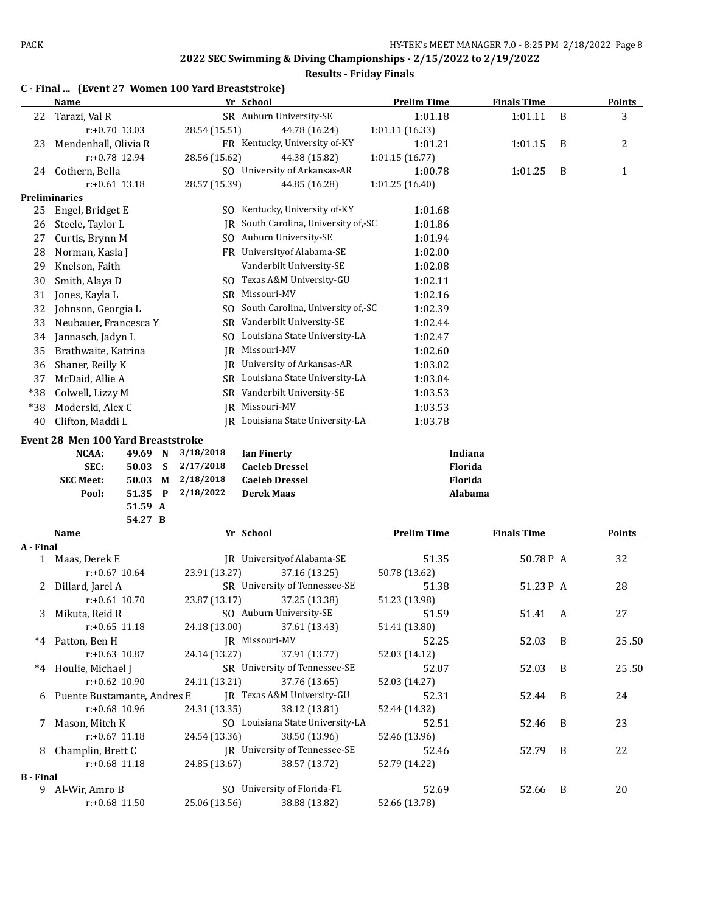## 2022 SEC Swimming & Diving Championships - 2/15/2022 to 2/19/2022

### Results - Friday Finals

### C - Final ... (Event 27 Women 100 Yard Breaststroke)

| | Name | Yr | School | Prelim Time | Finals Time | | Points |
|---|---|---|---|---|---|---|---|
| 22 | Tarazi, Val R | SR | Auburn University-SE | 1:01.18 | 1:01.11 | B | 3 |
| | r:+0.70 13.03 | 28.54 (15.51) | 44.78 (16.24) | 1:01.11 (16.33) | | | |
| 23 | Mendenhall, Olivia R | FR | Kentucky, University of-KY | 1:01.21 | 1:01.15 | B | 2 |
| | r:+0.78 12.94 | 28.56 (15.62) | 44.38 (15.82) | 1:01.15 (16.77) | | | |
| 24 | Cothern, Bella | SO | University of Arkansas-AR | 1:00.78 | 1:01.25 | B | 1 |
| | r:+0.61 13.18 | 28.57 (15.39) | 44.85 (16.28) | 1:01.25 (16.40) | | | |
| **Preliminaries** | | | | | | | |
| 25 | Engel, Bridget E | SO | Kentucky, University of-KY | 1:01.68 | | | |
| 26 | Steele, Taylor L | JR | South Carolina, University of,-SC | 1:01.86 | | | |
| 27 | Curtis, Brynn M | SO | Auburn University-SE | 1:01.94 | | | |
| 28 | Norman, Kasia J | FR | Universityof Alabama-SE | 1:02.00 | | | |
| 29 | Knelson, Faith | | Vanderbilt University-SE | 1:02.08 | | | |
| 30 | Smith, Alaya D | SO | Texas A&M University-GU | 1:02.11 | | | |
| 31 | Jones, Kayla L | SR | Missouri-MV | 1:02.16 | | | |
| 32 | Johnson, Georgia L | SO | South Carolina, University of,-SC | 1:02.39 | | | |
| 33 | Neubauer, Francesca Y | SR | Vanderbilt University-SE | 1:02.44 | | | |
| 34 | Jannasch, Jadyn L | SO | Louisiana State University-LA | 1:02.47 | | | |
| 35 | Brathwaite, Katrina | JR | Missouri-MV | 1:02.60 | | | |
| 36 | Shaner, Reilly K | JR | University of Arkansas-AR | 1:03.02 | | | |
| 37 | McDaid, Allie A | SR | Louisiana State University-LA | 1:03.04 | | | |
| *38 | Colwell, Lizzy M | SR | Vanderbilt University-SE | 1:03.53 | | | |
| *38 | Moderski, Alex C | JR | Missouri-MV | 1:03.53 | | | |
| 40 | Clifton, Maddi L | JR | Louisiana State University-LA | 1:03.78 | | | |

### Event 28 Men 100 Yard Breaststroke

| | Time | | Date | Name | School |
|---|---|---|---|---|---|
| NCAA: | 49.69 | N | 3/18/2018 | Ian Finerty | Indiana |
| SEC: | 50.03 | S | 2/17/2018 | Caeleb Dressel | Florida |
| SEC Meet: | 50.03 | M | 2/18/2018 | Caeleb Dressel | Florida |
| Pool: | 51.35 | P | 2/18/2022 | Derek Maas | Alabama |
| | 51.59 | A | | | |
| | 54.27 | B | | | |

| | Name | Yr | School | Prelim Time | Finals Time | | Points |
|---|---|---|---|---|---|---|---|
| **A - Final** | | | | | | | |
| 1 | Maas, Derek E | JR | Universityof Alabama-SE | 51.35 | 50.78 P | A | 32 |
| | r:+0.67 10.64 | 23.91 (13.27) | 37.16 (13.25) | 50.78 (13.62) | | | |
| 2 | Dillard, Jarel A | SR | University of Tennessee-SE | 51.38 | 51.23 P | A | 28 |
| | r:+0.61 10.70 | 23.87 (13.17) | 37.25 (13.38) | 51.23 (13.98) | | | |
| 3 | Mikuta, Reid R | SO | Auburn University-SE | 51.59 | 51.41 | A | 27 |
| | r:+0.65 11.18 | 24.18 (13.00) | 37.61 (13.43) | 51.41 (13.80) | | | |
| *4 | Patton, Ben H | JR | Missouri-MV | 52.25 | 52.03 | B | 25.50 |
| | r:+0.63 10.87 | 24.14 (13.27) | 37.91 (13.77) | 52.03 (14.12) | | | |
| *4 | Houlie, Michael J | SR | University of Tennessee-SE | 52.07 | 52.03 | B | 25.50 |
| | r:+0.62 10.90 | 24.11 (13.21) | 37.76 (13.65) | 52.03 (14.27) | | | |
| 6 | Puente Bustamante, Andres E | JR | Texas A&M University-GU | 52.31 | 52.44 | B | 24 |
| | r:+0.68 10.96 | 24.31 (13.35) | 38.12 (13.81) | 52.44 (14.32) | | | |
| 7 | Mason, Mitch K | SO | Louisiana State University-LA | 52.51 | 52.46 | B | 23 |
| | r:+0.67 11.18 | 24.54 (13.36) | 38.50 (13.96) | 52.46 (13.96) | | | |
| 8 | Champlin, Brett C | JR | University of Tennessee-SE | 52.46 | 52.79 | B | 22 |
| | r:+0.68 11.18 | 24.85 (13.67) | 38.57 (13.72) | 52.79 (14.22) | | | |
| **B - Final** | | | | | | | |
| 9 | Al-Wir, Amro B | SO | University of Florida-FL | 52.69 | 52.66 | B | 20 |
| | r:+0.68 11.50 | 25.06 (13.56) | 38.88 (13.82) | 52.66 (13.78) | | | |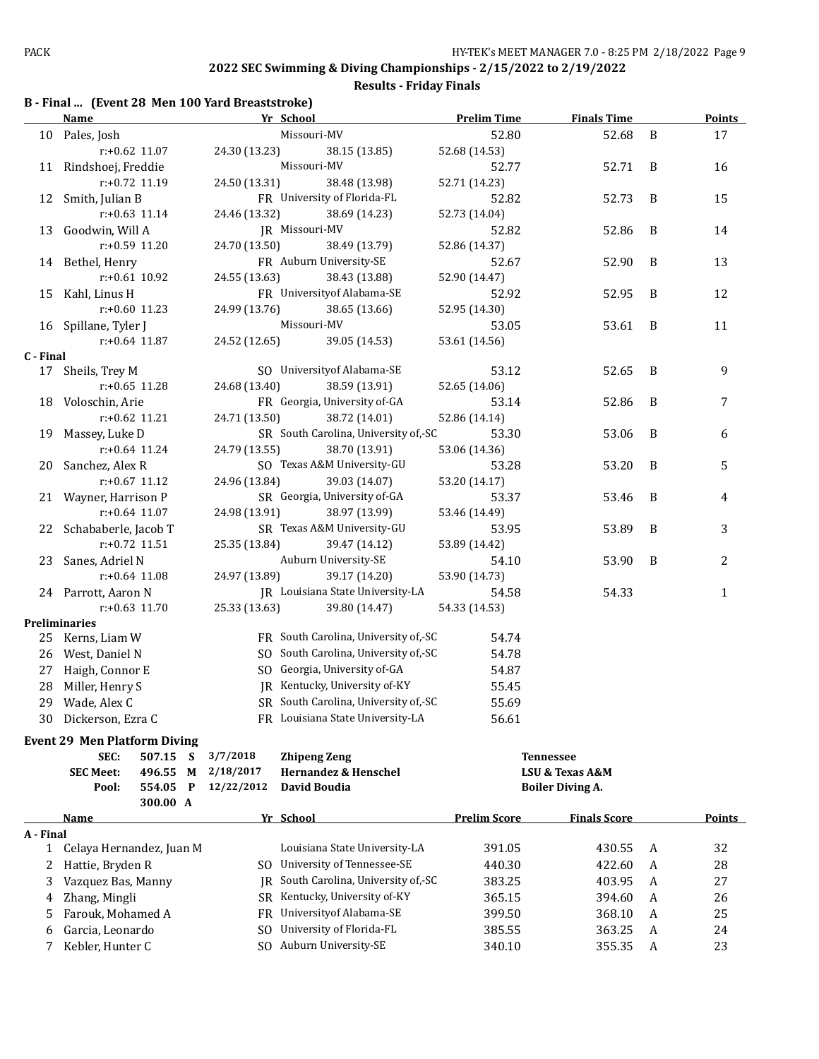## 2022 SEC Swimming & Diving Championships - 2/15/2022 to 2/19/2022

### Results - Friday Finals

### B - Final ... (Event 28 Men 100 Yard Breaststroke)

| | Name | Yr | School | Prelim Time | Finals Time | | Points |
|---|---|---|---|---|---|---|---|
| 10 | Pales, Josh | | Missouri-MV | 52.80 | 52.68 | B | 17 |
| | r:+0.62 11.07 | | 24.30 (13.23) 38.15 (13.85) 52.68 (14.53) | | | | |
| 11 | Rindshoej, Freddie | | Missouri-MV | 52.77 | 52.71 | B | 16 |
| | r:+0.72 11.19 | | 24.50 (13.31) 38.48 (13.98) 52.71 (14.23) | | | | |
| 12 | Smith, Julian B | FR | University of Florida-FL | 52.82 | 52.73 | B | 15 |
| | r:+0.63 11.14 | | 24.46 (13.32) 38.69 (14.23) 52.73 (14.04) | | | | |
| 13 | Goodwin, Will A | JR | Missouri-MV | 52.82 | 52.86 | B | 14 |
| | r:+0.59 11.20 | | 24.70 (13.50) 38.49 (13.79) 52.86 (14.37) | | | | |
| 14 | Bethel, Henry | FR | Auburn University-SE | 52.67 | 52.90 | B | 13 |
| | r:+0.61 10.92 | | 24.55 (13.63) 38.43 (13.88) 52.90 (14.47) | | | | |
| 15 | Kahl, Linus H | FR | Universityof Alabama-SE | 52.92 | 52.95 | B | 12 |
| | r:+0.60 11.23 | | 24.99 (13.76) 38.65 (13.66) 52.95 (14.30) | | | | |
| 16 | Spillane, Tyler J | | Missouri-MV | 53.05 | 53.61 | B | 11 |
| | r:+0.64 11.87 | | 24.52 (12.65) 39.05 (14.53) 53.61 (14.56) | | | | |

### C - Final

| | Name | Yr | School | Prelim Time | Finals Time | | Points |
|---|---|---|---|---|---|---|---|
| 17 | Sheils, Trey M | SO | Universityof Alabama-SE | 53.12 | 52.65 | B | 9 |
| | r:+0.65 11.28 | | 24.68 (13.40) 38.59 (13.91) 52.65 (14.06) | | | | |
| 18 | Voloschin, Arie | FR | Georgia, University of-GA | 53.14 | 52.86 | B | 7 |
| | r:+0.62 11.21 | | 24.71 (13.50) 38.72 (14.01) 52.86 (14.14) | | | | |
| 19 | Massey, Luke D | SR | South Carolina, University of,-SC | 53.30 | 53.06 | B | 6 |
| | r:+0.64 11.24 | | 24.79 (13.55) 38.70 (13.91) 53.06 (14.36) | | | | |
| 20 | Sanchez, Alex R | SO | Texas A&M University-GU | 53.28 | 53.20 | B | 5 |
| | r:+0.67 11.12 | | 24.96 (13.84) 39.03 (14.07) 53.20 (14.17) | | | | |
| 21 | Wayner, Harrison P | SR | Georgia, University of-GA | 53.37 | 53.46 | B | 4 |
| | r:+0.64 11.07 | | 24.98 (13.91) 38.97 (13.99) 53.46 (14.49) | | | | |
| 22 | Schababerle, Jacob T | SR | Texas A&M University-GU | 53.95 | 53.89 | B | 3 |
| | r:+0.72 11.51 | | 25.35 (13.84) 39.47 (14.12) 53.89 (14.42) | | | | |
| 23 | Sanes, Adriel N | | Auburn University-SE | 54.10 | 53.90 | B | 2 |
| | r:+0.64 11.08 | | 24.97 (13.89) 39.17 (14.20) 53.90 (14.73) | | | | |
| 24 | Parrott, Aaron N | JR | Louisiana State University-LA | 54.58 | 54.33 | | 1 |
| | r:+0.63 11.70 | | 25.33 (13.63) 39.80 (14.47) 54.33 (14.53) | | | | |

### Preliminaries

| | Name | Yr | School | Prelim Time |
|---|---|---|---|---|
| 25 | Kerns, Liam W | FR | South Carolina, University of,-SC | 54.74 |
| 26 | West, Daniel N | SO | South Carolina, University of,-SC | 54.78 |
| 27 | Haigh, Connor E | SO | Georgia, University of-GA | 54.87 |
| 28 | Miller, Henry S | JR | Kentucky, University of-KY | 55.45 |
| 29 | Wade, Alex C | SR | South Carolina, University of,-SC | 55.69 |
| 30 | Dickerson, Ezra C | FR | Louisiana State University-LA | 56.61 |

### Event 29 Men Platform Diving

| | | | | | |
|---|---|---|---|---|---|
| SEC: | 507.15 | S | 3/7/2018 | Zhipeng Zeng | Tennessee |
| SEC Meet: | 496.55 | M | 2/18/2017 | Hernandez & Henschel | LSU & Texas A&M |
| Pool: | 554.05 | P | 12/22/2012 | David Boudia | Boiler Diving A. |
| | 300.00 | A | | | |

### A - Final

| | Name | Yr | School | Prelim Score | Finals Score | | Points |
|---|---|---|---|---|---|---|---|
| 1 | Celaya Hernandez, Juan M | | Louisiana State University-LA | 391.05 | 430.55 | A | 32 |
| 2 | Hattie, Bryden R | SO | University of Tennessee-SE | 440.30 | 422.60 | A | 28 |
| 3 | Vazquez Bas, Manny | JR | South Carolina, University of,-SC | 383.25 | 403.95 | A | 27 |
| 4 | Zhang, Mingli | SR | Kentucky, University of-KY | 365.15 | 394.60 | A | 26 |
| 5 | Farouk, Mohamed A | FR | Universityof Alabama-SE | 399.50 | 368.10 | A | 25 |
| 6 | Garcia, Leonardo | SO | University of Florida-FL | 385.55 | 363.25 | A | 24 |
| 7 | Kebler, Hunter C | SO | Auburn University-SE | 340.10 | 355.35 | A | 23 |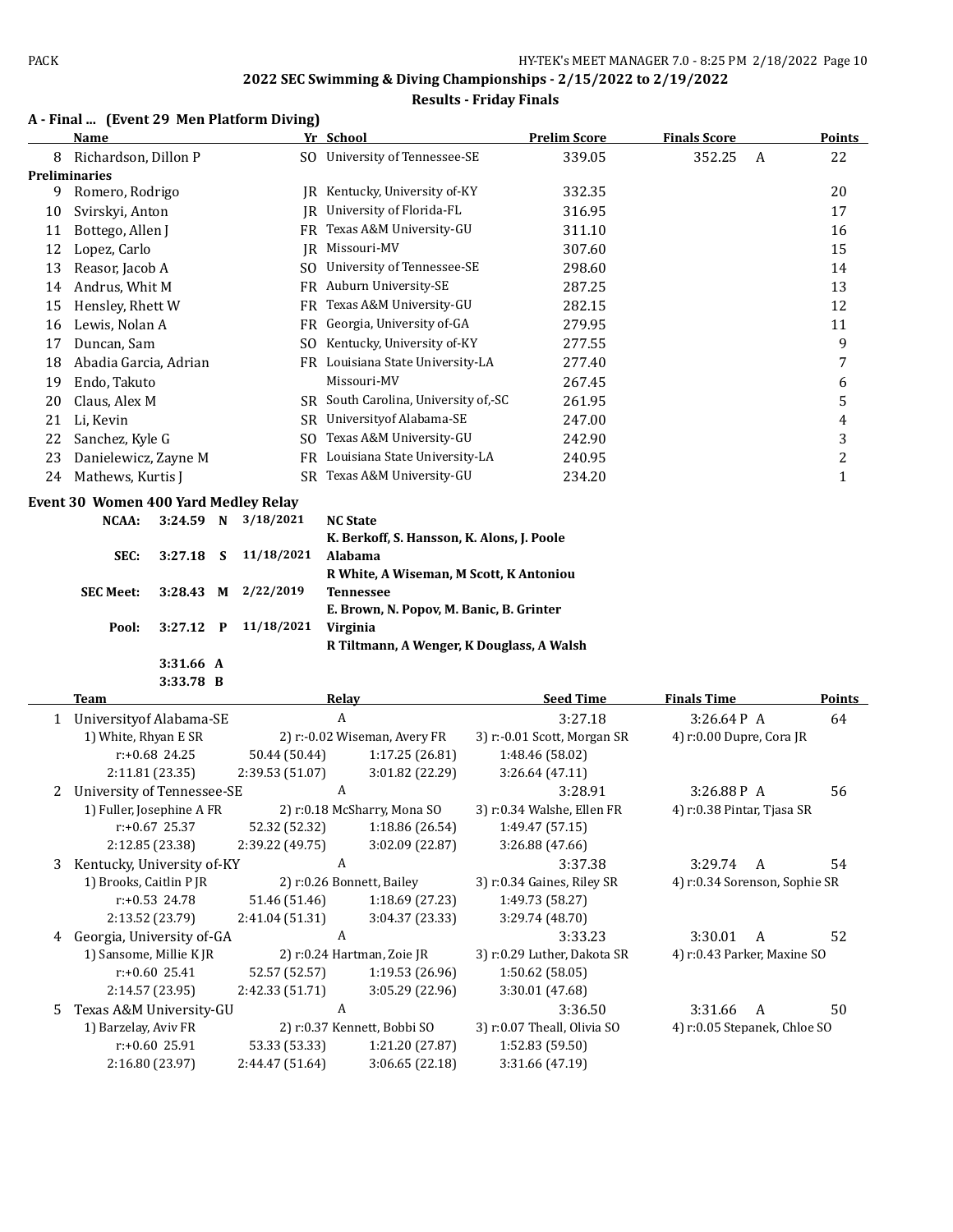## 2022 SEC Swimming & Diving Championships - 2/15/2022 to 2/19/2022

### Results - Friday Finals

### A - Final ... (Event 29 Men Platform Diving)

| | Name | Yr | School | Prelim Score | Finals Score | | Points |
|---|---|---|---|---|---|---|---|
| 8 | Richardson, Dillon P | SO | University of Tennessee-SE | 339.05 | 352.25 | A | 22 |
| **Preliminaries** | | | | | | | |
| 9 | Romero, Rodrigo | JR | Kentucky, University of-KY | 332.35 | | | 20 |
| 10 | Svirskyi, Anton | JR | University of Florida-FL | 316.95 | | | 17 |
| 11 | Bottego, Allen J | FR | Texas A&M University-GU | 311.10 | | | 16 |
| 12 | Lopez, Carlo | JR | Missouri-MV | 307.60 | | | 15 |
| 13 | Reasor, Jacob A | SO | University of Tennessee-SE | 298.60 | | | 14 |
| 14 | Andrus, Whit M | FR | Auburn University-SE | 287.25 | | | 13 |
| 15 | Hensley, Rhett W | FR | Texas A&M University-GU | 282.15 | | | 12 |
| 16 | Lewis, Nolan A | FR | Georgia, University of-GA | 279.95 | | | 11 |
| 17 | Duncan, Sam | SO | Kentucky, University of-KY | 277.55 | | | 9 |
| 18 | Abadia Garcia, Adrian | FR | Louisiana State University-LA | 277.40 | | | 7 |
| 19 | Endo, Takuto | | Missouri-MV | 267.45 | | | 6 |
| 20 | Claus, Alex M | SR | South Carolina, University of,-SC | 261.95 | | | 5 |
| 21 | Li, Kevin | SR | Universityof Alabama-SE | 247.00 | | | 4 |
| 22 | Sanchez, Kyle G | SO | Texas A&M University-GU | 242.90 | | | 3 |
| 23 | Danielewicz, Zayne M | FR | Louisiana State University-LA | 240.95 | | | 2 |
| 24 | Mathews, Kurtis J | SR | Texas A&M University-GU | 234.20 | | | 1 |

### Event 30 Women 400 Yard Medley Relay

| | | | | |
|---|---|---|---|---|
| NCAA: | 3:24.59 | N | 3/18/2021 | NC State<br>K. Berkoff, S. Hansson, K. Alons, J. Poole |
| SEC: | 3:27.18 | S | 11/18/2021 | Alabama<br>R White, A Wiseman, M Scott, K Antoniou |
| SEC Meet: | 3:28.43 | M | 2/22/2019 | Tennessee<br>E. Brown, N. Popov, M. Banic, B. Grinter |
| Pool: | 3:27.12 | P | 11/18/2021 | Virginia<br>R Tiltmann, A Wenger, K Douglass, A Walsh |
| | 3:31.66 | A | | |
| | 3:33.78 | B | | |

| | Team | Relay | Seed Time | Finals Time | Points |
|---|---|---|---|---|---|
| 1 | Universityof Alabama-SE | A | 3:27.18 | 3:26.64 P A | 64 |
| | 1) White, Rhyan E SR | 2) r:-0.02 Wiseman, Avery FR | 3) r:-0.01 Scott, Morgan SR | 4) r:0.00 Dupre, Cora JR | |
| | r:+0.68 24.25 | 50.44 (50.44) | 1:17.25 (26.81) | 1:48.46 (58.02) | |
| | 2:11.81 (23.35) | 2:39.53 (51.07) | 3:01.82 (22.29) | 3:26.64 (47.11) | |
| 2 | University of Tennessee-SE | A | 3:28.91 | 3:26.88 P A | 56 |
| | 1) Fuller, Josephine A FR | 2) r:0.18 McSharry, Mona SO | 3) r:0.34 Walshe, Ellen FR | 4) r:0.38 Pintar, Tjasa SR | |
| | r:+0.67 25.37 | 52.32 (52.32) | 1:18.86 (26.54) | 1:49.47 (57.15) | |
| | 2:12.85 (23.38) | 2:39.22 (49.75) | 3:02.09 (22.87) | 3:26.88 (47.66) | |
| 3 | Kentucky, University of-KY | A | 3:37.38 | 3:29.74 A | 54 |
| | 1) Brooks, Caitlin P JR | 2) r:0.26 Bonnett, Bailey | 3) r:0.34 Gaines, Riley SR | 4) r:0.34 Sorenson, Sophie SR | |
| | r:+0.53 24.78 | 51.46 (51.46) | 1:18.69 (27.23) | 1:49.73 (58.27) | |
| | 2:13.52 (23.79) | 2:41.04 (51.31) | 3:04.37 (23.33) | 3:29.74 (48.70) | |
| 4 | Georgia, University of-GA | A | 3:33.23 | 3:30.01 A | 52 |
| | 1) Sansome, Millie K JR | 2) r:0.24 Hartman, Zoie JR | 3) r:0.29 Luther, Dakota SR | 4) r:0.43 Parker, Maxine SO | |
| | r:+0.60 25.41 | 52.57 (52.57) | 1:19.53 (26.96) | 1:50.62 (58.05) | |
| | 2:14.57 (23.95) | 2:42.33 (51.71) | 3:05.29 (22.96) | 3:30.01 (47.68) | |
| 5 | Texas A&M University-GU | A | 3:36.50 | 3:31.66 A | 50 |
| | 1) Barzelay, Aviv FR | 2) r:0.37 Kennett, Bobbi SO | 3) r:0.07 Theall, Olivia SO | 4) r:0.05 Stepanek, Chloe SO | |
| | r:+0.60 25.91 | 53.33 (53.33) | 1:21.20 (27.87) | 1:52.83 (59.50) | |
| | 2:16.80 (23.97) | 2:44.47 (51.64) | 3:06.65 (22.18) | 3:31.66 (47.19) | |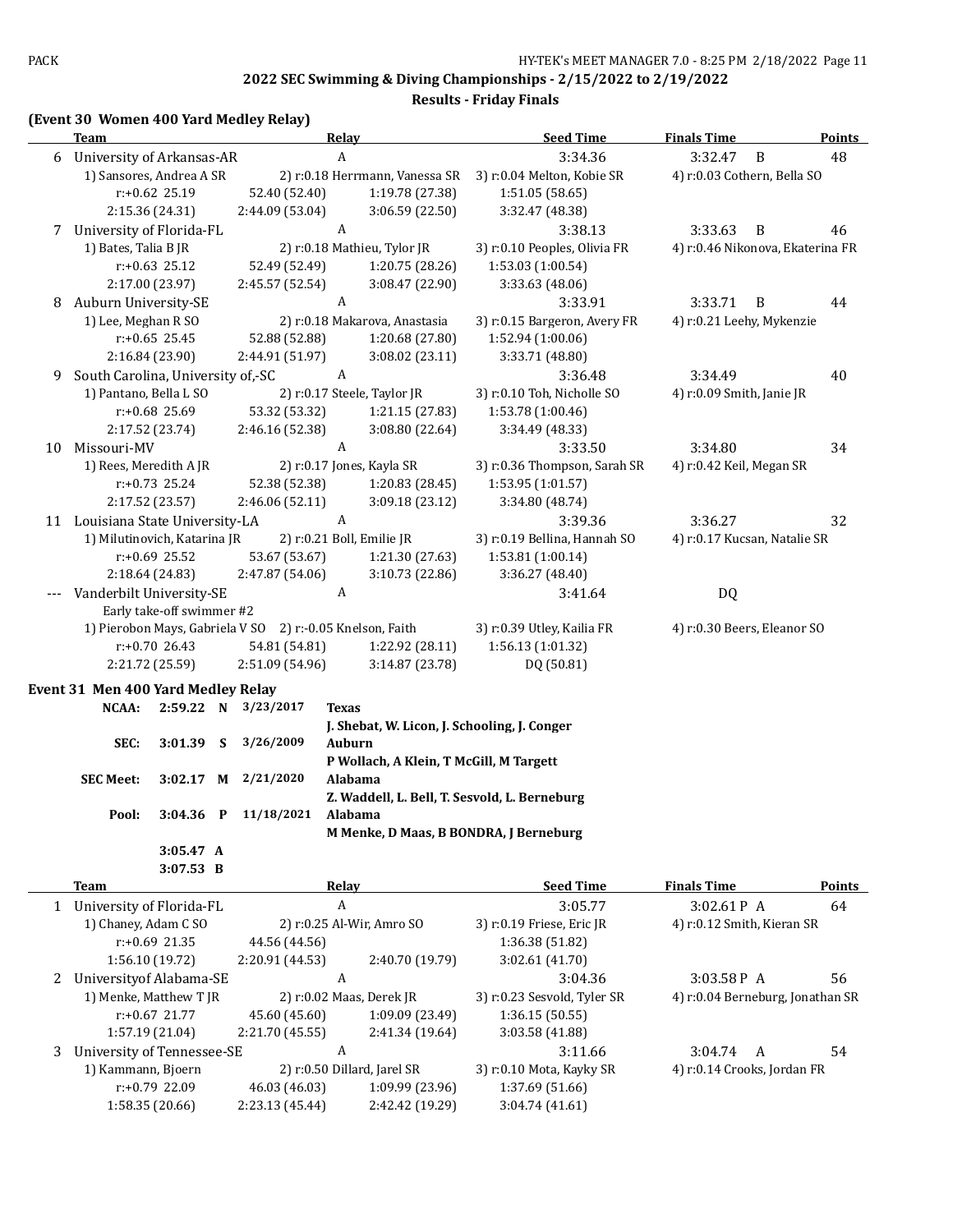## 2022 SEC Swimming & Diving Championships - 2/15/2022 to 2/19/2022

### Results - Friday Finals

### (Event 30 Women 400 Yard Medley Relay)

| | Team | Relay | Seed Time | Finals Time | Points |
|---|---|---|---|---|---|
| 6 | University of Arkansas-AR | A | 3:34.36 | 3:32.47 B | 48 |

1) Sansores, Andrea A SR 2) r:0.18 Herrmann, Vanessa SR 3) r:0.04 Melton, Kobie SR 4) r:0.03 Cothern, Bella SO
r:+0.62 25.19 52.40 (52.40) 1:19.78 (27.38) 1:51.05 (58.65)
2:15.36 (24.31) 2:44.09 (53.04) 3:06.59 (22.50) 3:32.47 (48.38)

| | Team | Relay | Seed Time | Finals Time | Points |
|---|---|---|---|---|---|
| 7 | University of Florida-FL | A | 3:38.13 | 3:33.63 B | 46 |

1) Bates, Talia B JR 2) r:0.18 Mathieu, Tylor JR 3) r:0.10 Peoples, Olivia FR 4) r:0.46 Nikonova, Ekaterina FR
r:+0.63 25.12 52.49 (52.49) 1:20.75 (28.26) 1:53.03 (1:00.54)
2:17.00 (23.97) 2:45.57 (52.54) 3:08.47 (22.90) 3:33.63 (48.06)

| | Team | Relay | Seed Time | Finals Time | Points |
|---|---|---|---|---|---|
| 8 | Auburn University-SE | A | 3:33.91 | 3:33.71 B | 44 |

1) Lee, Meghan R SO 2) r:0.18 Makarova, Anastasia 3) r:0.15 Bargeron, Avery FR 4) r:0.21 Leehy, Mykenzie
r:+0.65 25.45 52.88 (52.88) 1:20.68 (27.80) 1:52.94 (1:00.06)
2:16.84 (23.90) 2:44.91 (51.97) 3:08.02 (23.11) 3:33.71 (48.80)

| | Team | Relay | Seed Time | Finals Time | Points |
|---|---|---|---|---|---|
| 9 | South Carolina, University of,-SC | A | 3:36.48 | 3:34.49 | 40 |

1) Pantano, Bella L SO 2) r:0.17 Steele, Taylor JR 3) r:0.10 Toh, Nicholle SO 4) r:0.09 Smith, Janie JR
r:+0.68 25.69 53.32 (53.32) 1:21.15 (27.83) 1:53.78 (1:00.46)
2:17.52 (23.74) 2:46.16 (52.38) 3:08.80 (22.64) 3:34.49 (48.33)

| | Team | Relay | Seed Time | Finals Time | Points |
|---|---|---|---|---|---|
| 10 | Missouri-MV | A | 3:33.50 | 3:34.80 | 34 |

1) Rees, Meredith A JR 2) r:0.17 Jones, Kayla SR 3) r:0.36 Thompson, Sarah SR 4) r:0.42 Keil, Megan SR
r:+0.73 25.24 52.38 (52.38) 1:20.83 (28.45) 1:53.95 (1:01.57)
2:17.52 (23.57) 2:46.06 (52.11) 3:09.18 (23.12) 3:34.80 (48.74)

| | Team | Relay | Seed Time | Finals Time | Points |
|---|---|---|---|---|---|
| 11 | Louisiana State University-LA | A | 3:39.36 | 3:36.27 | 32 |

1) Milutinovich, Katarina JR 2) r:0.21 Boll, Emilie JR 3) r:0.19 Bellina, Hannah SO 4) r:0.17 Kucsan, Natalie SR
r:+0.69 25.52 53.67 (53.67) 1:21.30 (27.63) 1:53.81 (1:00.14)
2:18.64 (24.83) 2:47.87 (54.06) 3:10.73 (22.86) 3:36.27 (48.40)

| | Team | Relay | Seed Time | Finals Time | Points |
|---|---|---|---|---|---|
| --- | Vanderbilt University-SE | A | 3:41.64 | DQ | |

Early take-off swimmer #2
1) Pierobon Mays, Gabriela V SO 2) r:-0.05 Knelson, Faith 3) r:0.39 Utley, Kailia FR 4) r:0.30 Beers, Eleanor SO
r:+0.70 26.43 54.81 (54.81) 1:22.92 (28.11) 1:56.13 (1:01.32)
2:21.72 (25.59) 2:51.09 (54.96) 3:14.87 (23.78) DQ (50.81)

### Event 31 Men 400 Yard Medley Relay

| | | | | |
|---|---|---|---|---|
| **NCAA:** | **2:59.22** | **N** | **3/23/2017** | **Texas** — **J. Shebat, W. Licon, J. Schooling, J. Conger** |
| **SEC:** | **3:01.39** | **S** | **3/26/2009** | **Auburn** — **P Wollach, A Klein, T McGill, M Targett** |
| **SEC Meet:** | **3:02.17** | **M** | **2/21/2020** | **Alabama** — **Z. Waddell, L. Bell, T. Sesvold, L. Berneburg** |
| **Pool:** | **3:04.36** | **P** | **11/18/2021** | **Alabama** — **M Menke, D Maas, B BONDRA, J Berneburg** |
| | **3:05.47** | **A** | | |
| | **3:07.53** | **B** | | |

| | Team | Relay | Seed Time | Finals Time | Points |
|---|---|---|---|---|---|
| 1 | University of Florida-FL | A | 3:05.77 | 3:02.61P A | 64 |

1) Chaney, Adam C SO 2) r:0.25 Al-Wir, Amro SO 3) r:0.19 Friese, Eric JR 4) r:0.12 Smith, Kieran SR
r:+0.69 21.35 44.56 (44.56) 1:36.38 (51.82)
1:56.10 (19.72) 2:20.91 (44.53) 2:40.70 (19.79) 3:02.61 (41.70)

| | Team | Relay | Seed Time | Finals Time | Points |
|---|---|---|---|---|---|
| 2 | Universityof Alabama-SE | A | 3:04.36 | 3:03.58P A | 56 |

1) Menke, Matthew T JR 2) r:0.02 Maas, Derek JR 3) r:0.23 Sesvold, Tyler SR 4) r:0.04 Berneburg, Jonathan SR
r:+0.67 21.77 45.60 (45.60) 1:09.09 (23.49) 1:36.15 (50.55)
1:57.19 (21.04) 2:21.70 (45.55) 2:41.34 (19.64) 3:03.58 (41.88)

| | Team | Relay | Seed Time | Finals Time | Points |
|---|---|---|---|---|---|
| 3 | University of Tennessee-SE | A | 3:11.66 | 3:04.74 A | 54 |

1) Kammann, Bjoern 2) r:0.50 Dillard, Jarel SR 3) r:0.10 Mota, Kayky SR 4) r:0.14 Crooks, Jordan FR
r:+0.79 22.09 46.03 (46.03) 1:09.99 (23.96) 1:37.69 (51.66)
1:58.35 (20.66) 2:23.13 (45.44) 2:42.42 (19.29) 3:04.74 (41.61)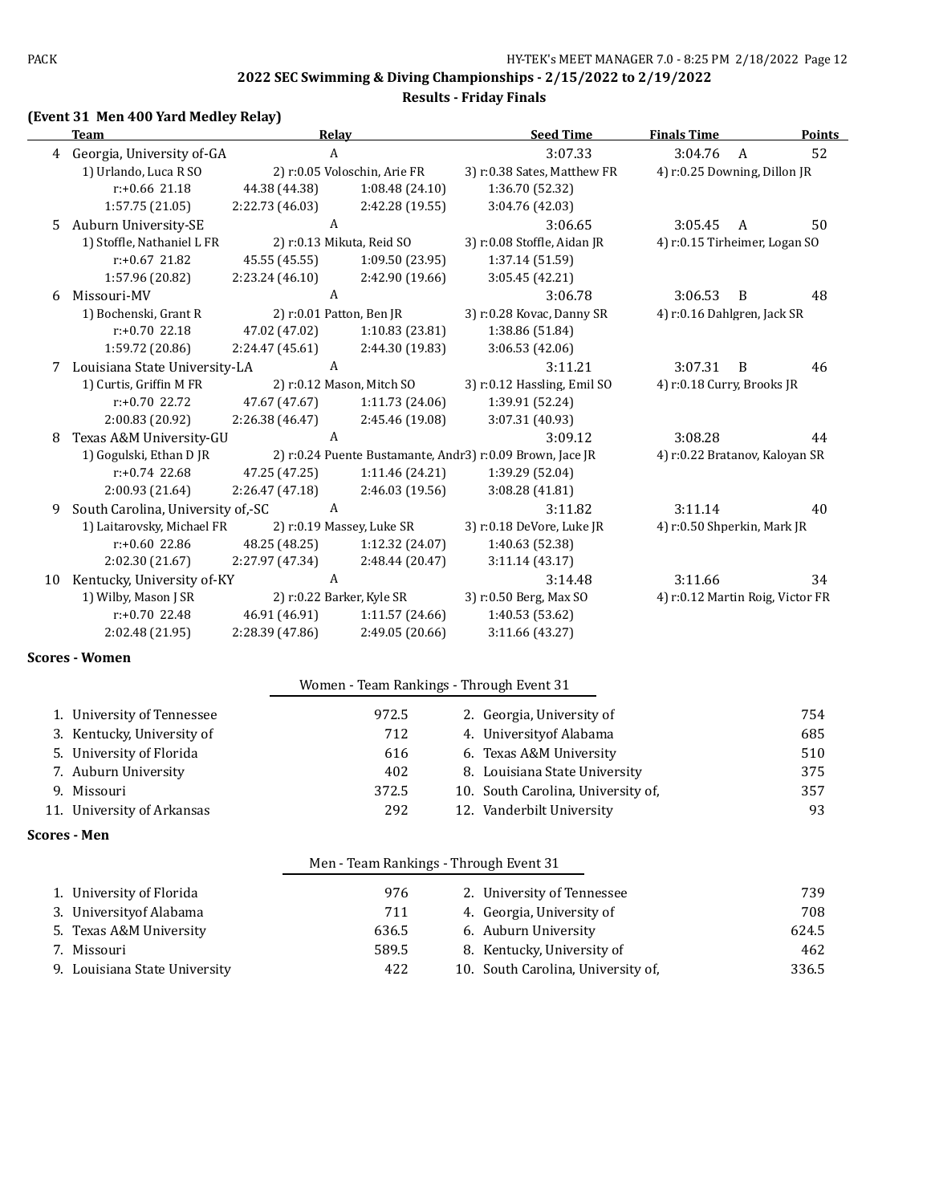**2022 SEC Swimming & Diving Championships - 2/15/2022 to 2/19/2022**

**Results - Friday Finals**

## (Event 31 Men 400 Yard Medley Relay)

| | Team | Relay | | Seed Time | Finals Time | | Points |
|---|---|---|---|---|---|---|---|
| 4 | Georgia, University of-GA | A | | 3:07.33 | 3:04.76 | A | 52 |
| | 1) Urlando, Luca R SO | 2) r:0.05 Voloschin, Arie FR | | 3) r:0.38 Sates, Matthew FR | 4) r:0.25 Downing, Dillon JR | | |
| | r:+0.66 21.18 | 44.38 (44.38) | 1:08.48 (24.10) | 1:36.70 (52.32) | | | |
| | 1:57.75 (21.05) | 2:22.73 (46.03) | 2:42.28 (19.55) | 3:04.76 (42.03) | | | |
| 5 | Auburn University-SE | A | | 3:06.65 | 3:05.45 | A | 50 |
| | 1) Stoffle, Nathaniel L FR | 2) r:0.13 Mikuta, Reid SO | | 3) r:0.08 Stoffle, Aidan JR | 4) r:0.15 Tirheimer, Logan SO | | |
| | r:+0.67 21.82 | 45.55 (45.55) | 1:09.50 (23.95) | 1:37.14 (51.59) | | | |
| | 1:57.96 (20.82) | 2:23.24 (46.10) | 2:42.90 (19.66) | 3:05.45 (42.21) | | | |
| 6 | Missouri-MV | A | | 3:06.78 | 3:06.53 | B | 48 |
| | 1) Bochenski, Grant R | 2) r:0.01 Patton, Ben JR | | 3) r:0.28 Kovac, Danny SR | 4) r:0.16 Dahlgren, Jack SR | | |
| | r:+0.70 22.18 | 47.02 (47.02) | 1:10.83 (23.81) | 1:38.86 (51.84) | | | |
| | 1:59.72 (20.86) | 2:24.47 (45.61) | 2:44.30 (19.83) | 3:06.53 (42.06) | | | |
| 7 | Louisiana State University-LA | A | | 3:11.21 | 3:07.31 | B | 46 |
| | 1) Curtis, Griffin M FR | 2) r:0.12 Mason, Mitch SO | | 3) r:0.12 Hassling, Emil SO | 4) r:0.18 Curry, Brooks JR | | |
| | r:+0.70 22.72 | 47.67 (47.67) | 1:11.73 (24.06) | 1:39.91 (52.24) | | | |
| | 2:00.83 (20.92) | 2:26.38 (46.47) | 2:45.46 (19.08) | 3:07.31 (40.93) | | | |
| 8 | Texas A&M University-GU | A | | 3:09.12 | 3:08.28 | | 44 |
| | 1) Gogulski, Ethan D JR | 2) r:0.24 Puente Bustamante, Andr | | 3) r:0.09 Brown, Jace JR | 4) r:0.22 Bratanov, Kaloyan SR | | |
| | r:+0.74 22.68 | 47.25 (47.25) | 1:11.46 (24.21) | 1:39.29 (52.04) | | | |
| | 2:00.93 (21.64) | 2:26.47 (47.18) | 2:46.03 (19.56) | 3:08.28 (41.81) | | | |
| 9 | South Carolina, University of,-SC | A | | 3:11.82 | 3:11.14 | | 40 |
| | 1) Laitarovsky, Michael FR | 2) r:0.19 Massey, Luke SR | | 3) r:0.18 DeVore, Luke JR | 4) r:0.50 Shperkin, Mark JR | | |
| | r:+0.60 22.86 | 48.25 (48.25) | 1:12.32 (24.07) | 1:40.63 (52.38) | | | |
| | 2:02.30 (21.67) | 2:27.97 (47.34) | 2:48.44 (20.47) | 3:11.14 (43.17) | | | |
| 10 | Kentucky, University of-KY | A | | 3:14.48 | 3:11.66 | | 34 |
| | 1) Wilby, Mason J SR | 2) r:0.22 Barker, Kyle SR | | 3) r:0.50 Berg, Max SO | 4) r:0.12 Martin Roig, Victor FR | | |
| | r:+0.70 22.48 | 46.91 (46.91) | 1:11.57 (24.66) | 1:40.53 (53.62) | | | |
| | 2:02.48 (21.95) | 2:28.39 (47.86) | 2:49.05 (20.66) | 3:11.66 (43.27) | | | |

### Scores - Women

Women - Team Rankings - Through Event 31

| | | | |
|---|---|---|---|
| 1. University of Tennessee | 972.5 | 2. Georgia, University of | 754 |
| 3. Kentucky, University of | 712 | 4. Universityof Alabama | 685 |
| 5. University of Florida | 616 | 6. Texas A&M University | 510 |
| 7. Auburn University | 402 | 8. Louisiana State University | 375 |
| 9. Missouri | 372.5 | 10. South Carolina, University of, | 357 |
| 11. University of Arkansas | 292 | 12. Vanderbilt University | 93 |

### Scores - Men

Men - Team Rankings - Through Event 31

| | | | |
|---|---|---|---|
| 1. University of Florida | 976 | 2. University of Tennessee | 739 |
| 3. Universityof Alabama | 711 | 4. Georgia, University of | 708 |
| 5. Texas A&M University | 636.5 | 6. Auburn University | 624.5 |
| 7. Missouri | 589.5 | 8. Kentucky, University of | 462 |
| 9. Louisiana State University | 422 | 10. South Carolina, University of, | 336.5 |